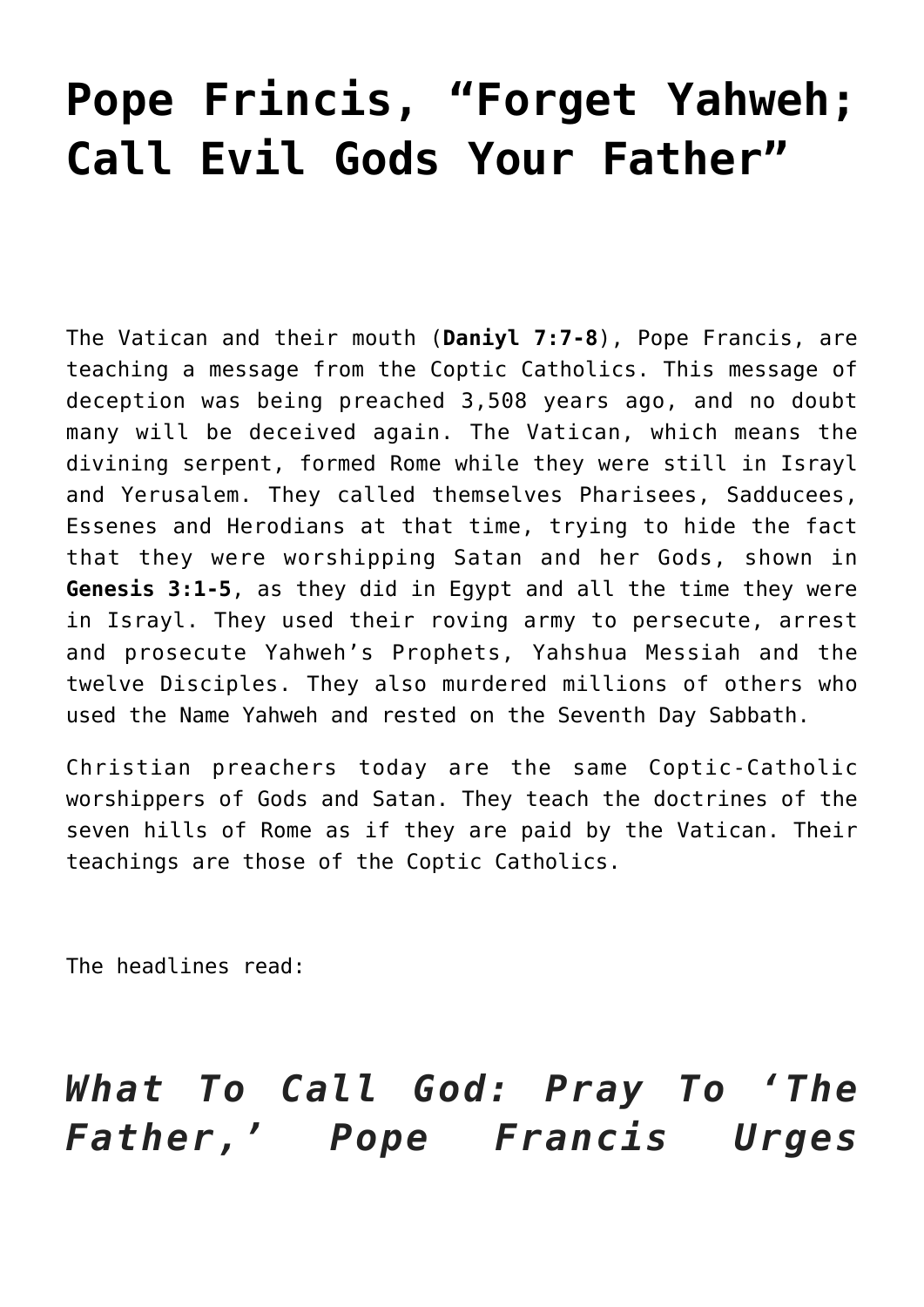# Pope Frincis, "Forget Yahweh; Call Evil Gods Your Father"

The Vatican and their mouth (**Daniyl 7:7-8**), Pope Francis, are teaching a message from the Coptic Catholics. This message of deception was being preached 3,508 years ago, and no doubt many will be deceived again. The Vatican, which means the divining serpent, formed Rome while they were still in Israyl and Yerusalem. They called themselves Pharisees, Sadducees, Essenes and Herodians at that time, trying to hide the fact that they were worshipping Satan and her Gods, shown in **Genesis 3:1-5**, as they did in Egypt and all the time they were in Israyl. They used their roving army to persecute, arrest and prosecute Yahweh's Prophets, Yahshua Messiah and the twelve Disciples. They also murdered millions of others who used the Name Yahweh and rested on the Seventh Day Sabbath.

Christian preachers today are the same Coptic-Catholic worshippers of Gods and Satan. They teach the doctrines of the seven hills of Rome as if they are paid by the Vatican. Their teachings are those of the Coptic Catholics.

The headlines read:

## *What To Call God: Pray To 'The Father,' Pope Francis Urges*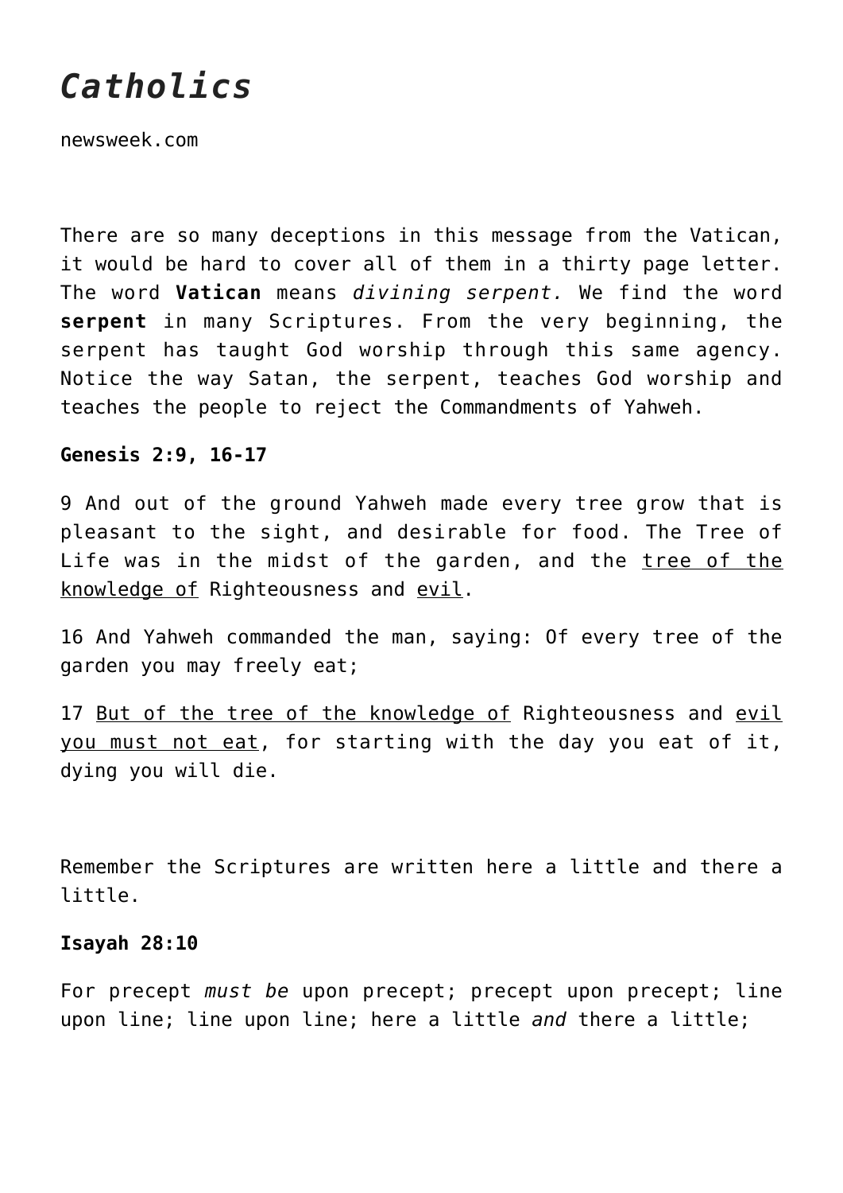# *Catholics*

newsweek.com

There are so many deceptions in this message from the Vatican, it would be hard to cover all of them in a thirty page letter. The word **Vatican** means *divining serpent.* We find the word **serpent** in many Scriptures. From the very beginning, the serpent has taught God worship through this same agency. Notice the way Satan, the serpent, teaches God worship and teaches the people to reject the Commandments of Yahweh.

**Genesis 2:9, 16-17**

9 And out of the ground Yahweh made every tree grow that is pleasant to the sight, and desirable for food. The Tree of Life was in the midst of the garden, and the <u>tree of the knowledge of</u> Righteousness and <u>evil</u>.

16 And Yahweh commanded the man, saying: Of every tree of the garden you may freely eat;

17 <u>But of the tree of the knowledge of</u> Righteousness and <u>evil you must not eat</u>, for starting with the day you eat of it, dying you will die.

Remember the Scriptures are written here a little and there a little.

**Isayah 28:10**

For precept *must be* upon precept; precept upon precept; line upon line; line upon line; here a little *and* there a little;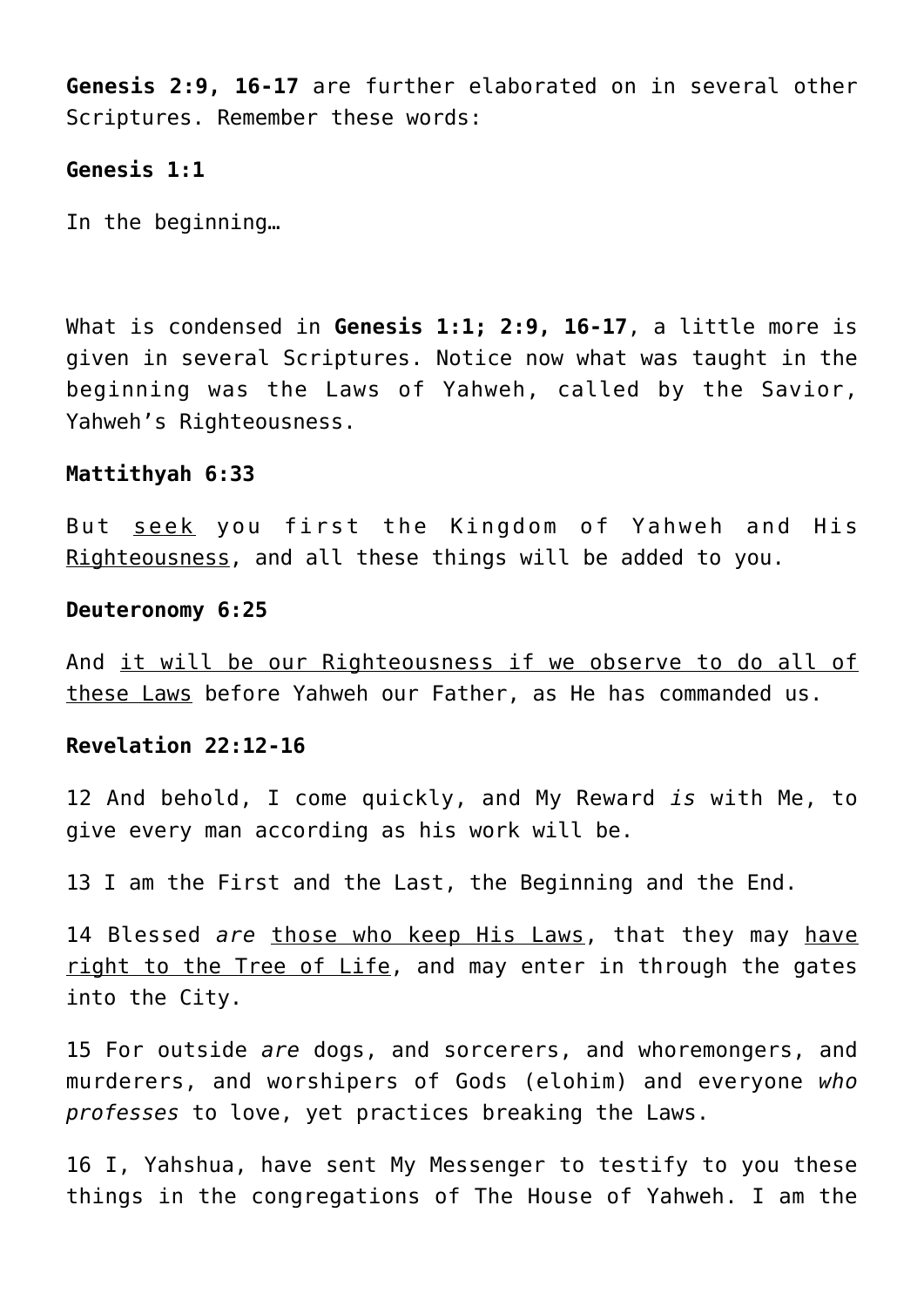**Genesis 2:9, 16-17** are further elaborated on in several other Scriptures. Remember these words:

**Genesis 1:1**

In the beginning…

What is condensed in **Genesis 1:1; 2:9, 16-17**, a little more is given in several Scriptures. Notice now what was taught in the beginning was the Laws of Yahweh, called by the Savior, Yahweh's Righteousness.

**Mattithyah 6:33**

But <u>seek</u> you first the Kingdom of Yahweh and His <u>Righteousness</u>, and all these things will be added to you.

**Deuteronomy 6:25**

And <u>it will be our Righteousness if we observe to do all of these Laws</u> before Yahweh our Father, as He has commanded us.

**Revelation 22:12-16**

12 And behold, I come quickly, and My Reward *is* with Me, to give every man according as his work will be.

13 I am the First and the Last, the Beginning and the End.

14 Blessed *are* <u>those who keep His Laws</u>, that they may <u>have right to the Tree of Life</u>, and may enter in through the gates into the City.

15 For outside *are* dogs, and sorcerers, and whoremongers, and murderers, and worshipers of Gods (elohim) and everyone *who professes* to love, yet practices breaking the Laws.

16 I, Yahshua, have sent My Messenger to testify to you these things in the congregations of The House of Yahweh. I am the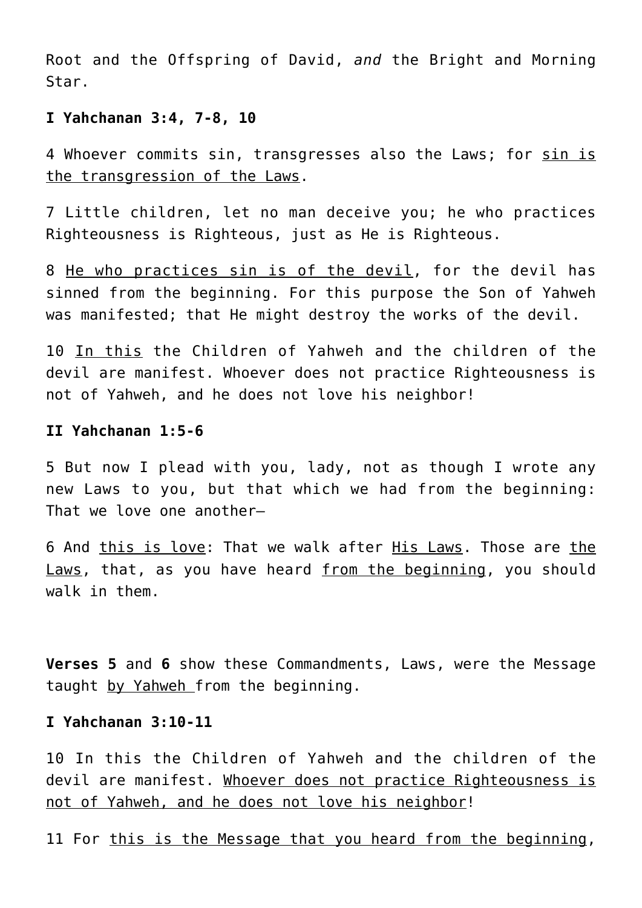Root and the Offspring of David, *and* the Bright and Morning Star.

**I Yahchanan 3:4, 7-8, 10**

4 Whoever commits sin, transgresses also the Laws; for <u>sin is the transgression of the Laws</u>.

7 Little children, let no man deceive you; he who practices Righteousness is Righteous, just as He is Righteous.

8 <u>He who practices sin is of the devil</u>, for the devil has sinned from the beginning. For this purpose the Son of Yahweh was manifested; that He might destroy the works of the devil.

10 <u>In this</u> the Children of Yahweh and the children of the devil are manifest. Whoever does not practice Righteousness is not of Yahweh, and he does not love his neighbor!

**II Yahchanan 1:5-6**

5 But now I plead with you, lady, not as though I wrote any new Laws to you, but that which we had from the beginning: That we love one another—

6 And <u>this is love</u>: That we walk after <u>His Laws</u>. Those are <u>the Laws</u>, that, as you have heard <u>from the beginning</u>, you should walk in them.

**Verses 5** and **6** show these Commandments, Laws, were the Message taught <u>by Yahweh</u> from the beginning.

**I Yahchanan 3:10-11**

10 In this the Children of Yahweh and the children of the devil are manifest. <u>Whoever does not practice Righteousness is not of Yahweh, and he does not love his neighbor</u>!

11 For <u>this is the Message that you heard from the beginning</u>,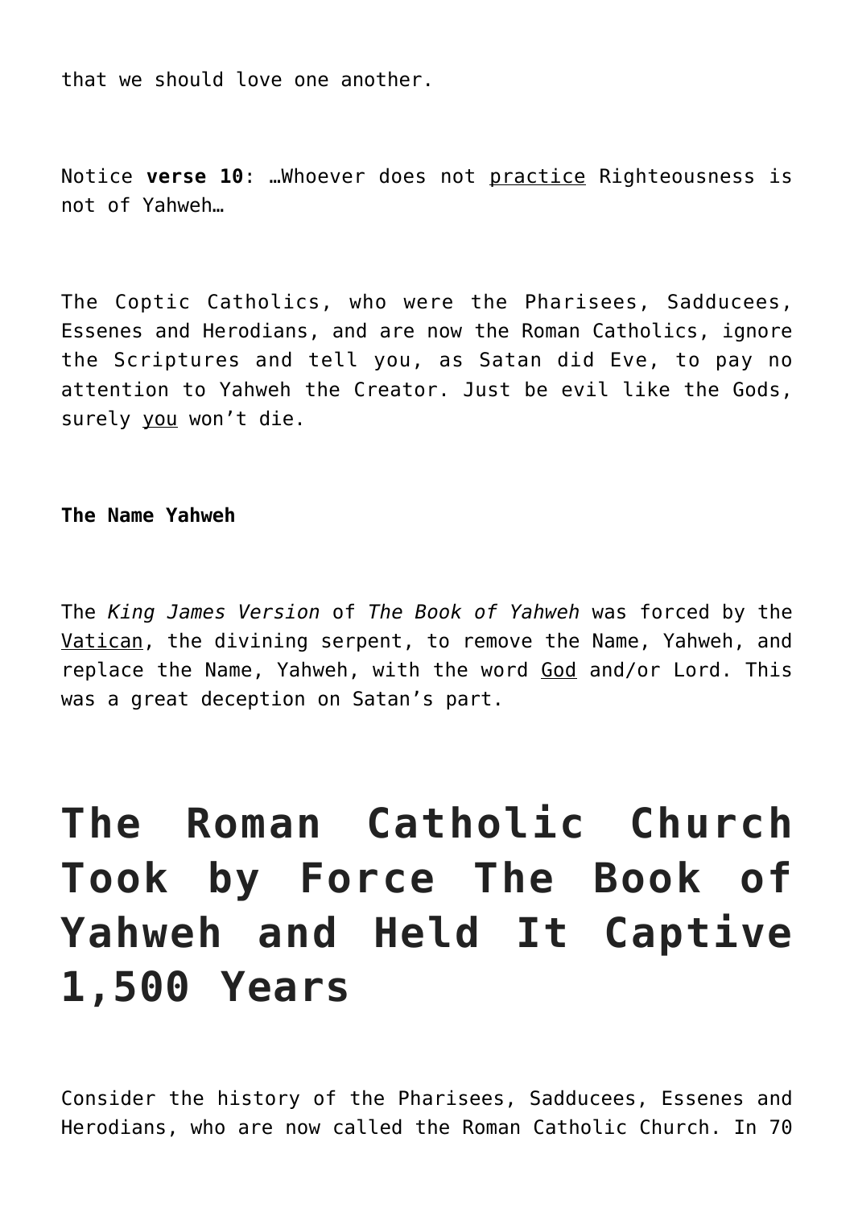that we should love one another.

Notice **verse 10**: …Whoever does not <u>practice</u> Righteousness is not of Yahweh…

The Coptic Catholics, who were the Pharisees, Sadducees, Essenes and Herodians, and are now the Roman Catholics, ignore the Scriptures and tell you, as Satan did Eve, to pay no attention to Yahweh the Creator. Just be evil like the Gods, surely <u>you</u> won't die.

**The Name Yahweh**

The *King James Version* of *The Book of Yahweh* was forced by the <u>Vatican</u>, the divining serpent, to remove the Name, Yahweh, and replace the Name, Yahweh, with the word <u>God</u> and/or Lord. This was a great deception on Satan's part.

# The Roman Catholic Church Took by Force The Book of Yahweh and Held It Captive 1,500 Years

Consider the history of the Pharisees, Sadducees, Essenes and Herodians, who are now called the Roman Catholic Church. In 70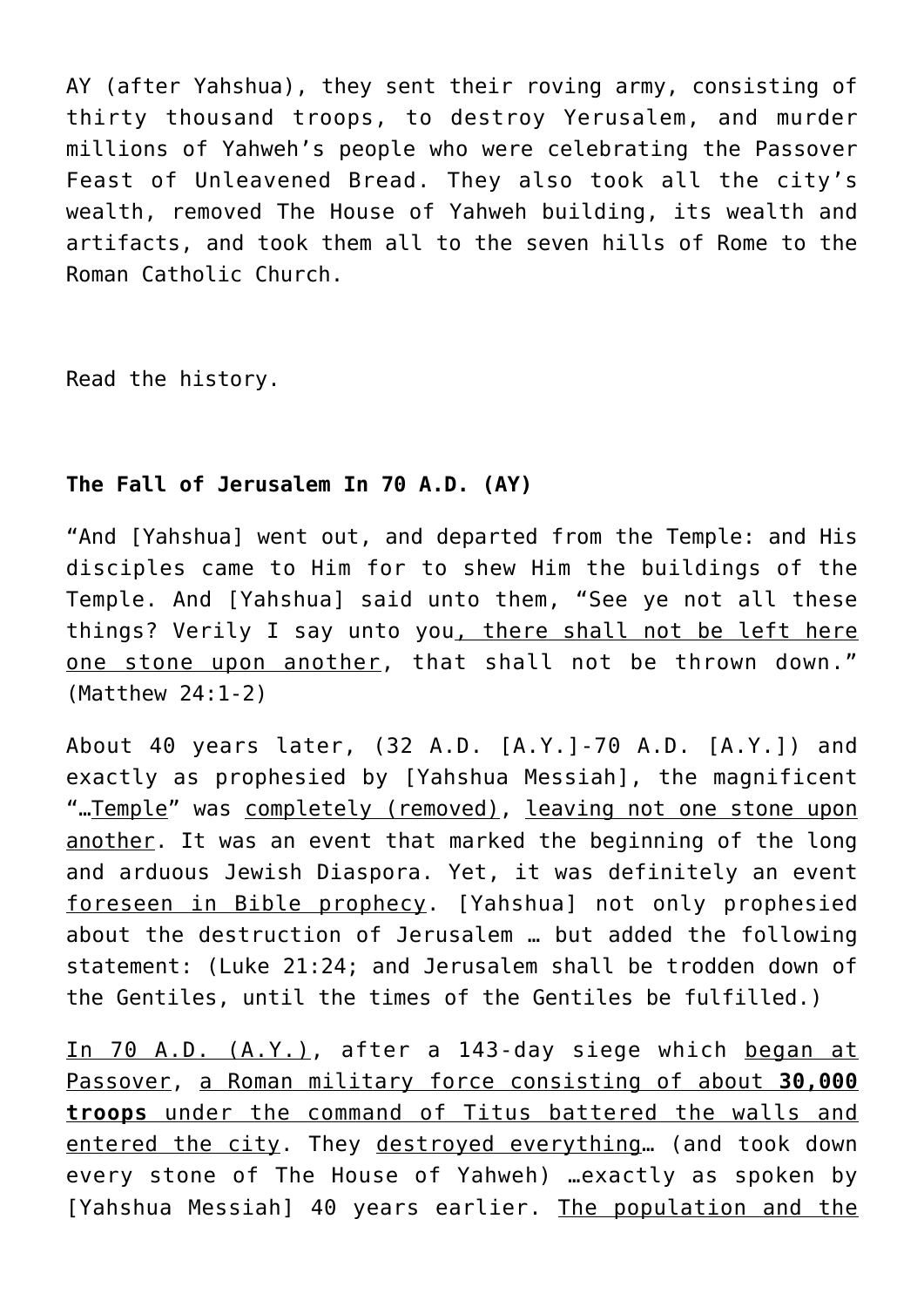AY (after Yahshua), they sent their roving army, consisting of thirty thousand troops, to destroy Yerusalem, and murder millions of Yahweh's people who were celebrating the Passover Feast of Unleavened Bread. They also took all the city's wealth, removed The House of Yahweh building, its wealth and artifacts, and took them all to the seven hills of Rome to the Roman Catholic Church.

Read the history.

**The Fall of Jerusalem In 70 A.D. (AY)**

"And [Yahshua] went out, and departed from the Temple: and His disciples came to Him for to shew Him the buildings of the Temple. And [Yahshua] said unto them, "See ye not all these things? Verily I say unto you, there shall not be left here one stone upon another, that shall not be thrown down." (Matthew 24:1-2)

About 40 years later, (32 A.D. [A.Y.]-70 A.D. [A.Y.]) and exactly as prophesied by [Yahshua Messiah], the magnificent "…Temple" was completely (removed), leaving not one stone upon another. It was an event that marked the beginning of the long and arduous Jewish Diaspora. Yet, it was definitely an event foreseen in Bible prophecy. [Yahshua] not only prophesied about the destruction of Jerusalem … but added the following statement: (Luke 21:24; and Jerusalem shall be trodden down of the Gentiles, until the times of the Gentiles be fulfilled.)

In 70 A.D. (A.Y.), after a 143-day siege which began at Passover, a Roman military force consisting of about **30,000 troops** under the command of Titus battered the walls and entered the city. They destroyed everything… (and took down every stone of The House of Yahweh) …exactly as spoken by [Yahshua Messiah] 40 years earlier. The population and the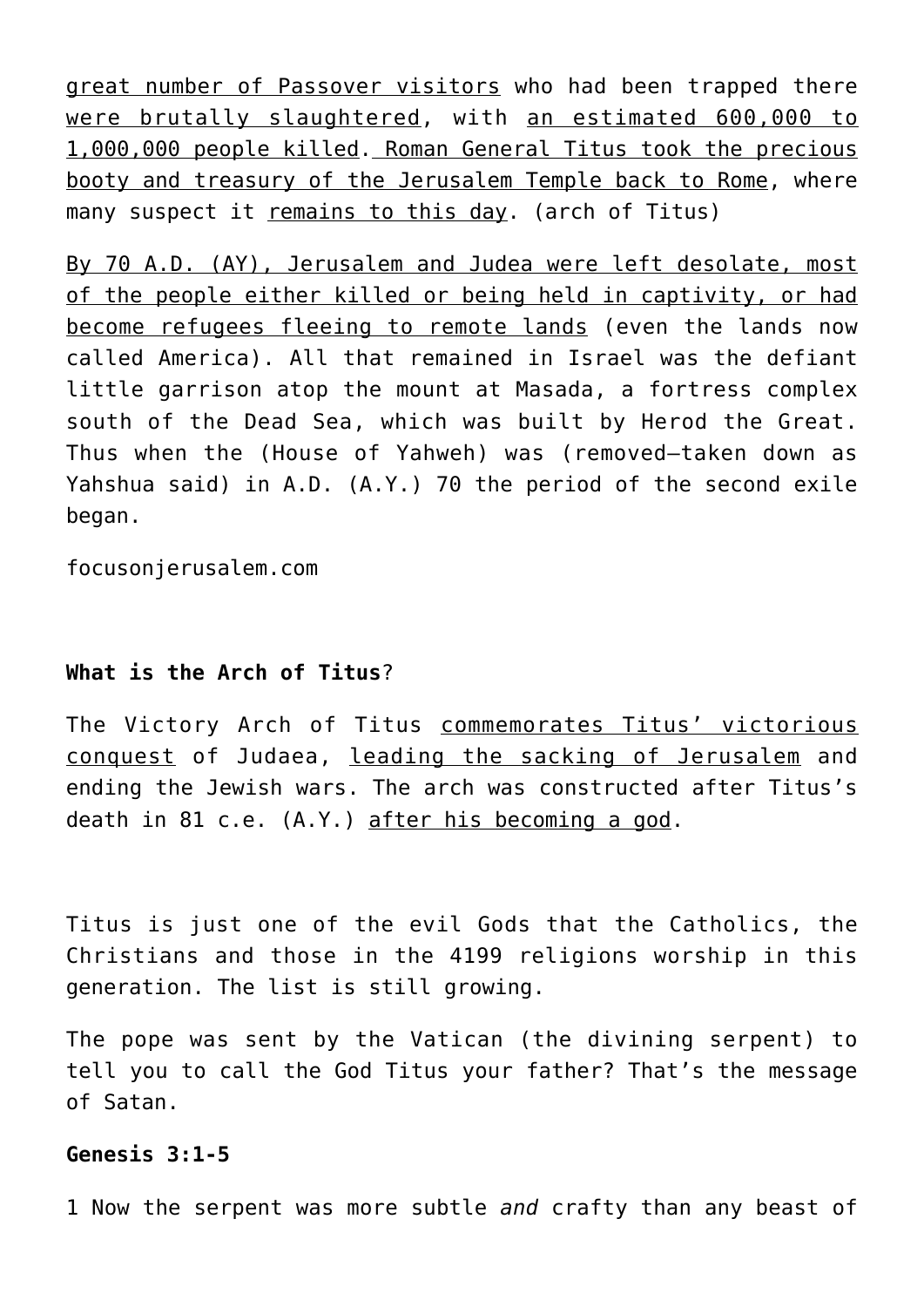great number of Passover visitors who had been trapped there were brutally slaughtered, with an estimated 600,000 to 1,000,000 people killed. Roman General Titus took the precious booty and treasury of the Jerusalem Temple back to Rome, where many suspect it remains to this day. (arch of Titus)

By 70 A.D. (AY), Jerusalem and Judea were left desolate, most of the people either killed or being held in captivity, or had become refugees fleeing to remote lands (even the lands now called America). All that remained in Israel was the defiant little garrison atop the mount at Masada, a fortress complex south of the Dead Sea, which was built by Herod the Great. Thus when the (House of Yahweh) was (removed—taken down as Yahshua said) in A.D. (A.Y.) 70 the period of the second exile began.

focusonjerusalem.com

**What is the Arch of Titus**?

The Victory Arch of Titus commemorates Titus' victorious conquest of Judaea, leading the sacking of Jerusalem and ending the Jewish wars. The arch was constructed after Titus's death in 81 c.e. (A.Y.) after his becoming a god.

Titus is just one of the evil Gods that the Catholics, the Christians and those in the 4199 religions worship in this generation. The list is still growing.

The pope was sent by the Vatican (the divining serpent) to tell you to call the God Titus your father? That's the message of Satan.

**Genesis 3:1-5**

1 Now the serpent was more subtle *and* crafty than any beast of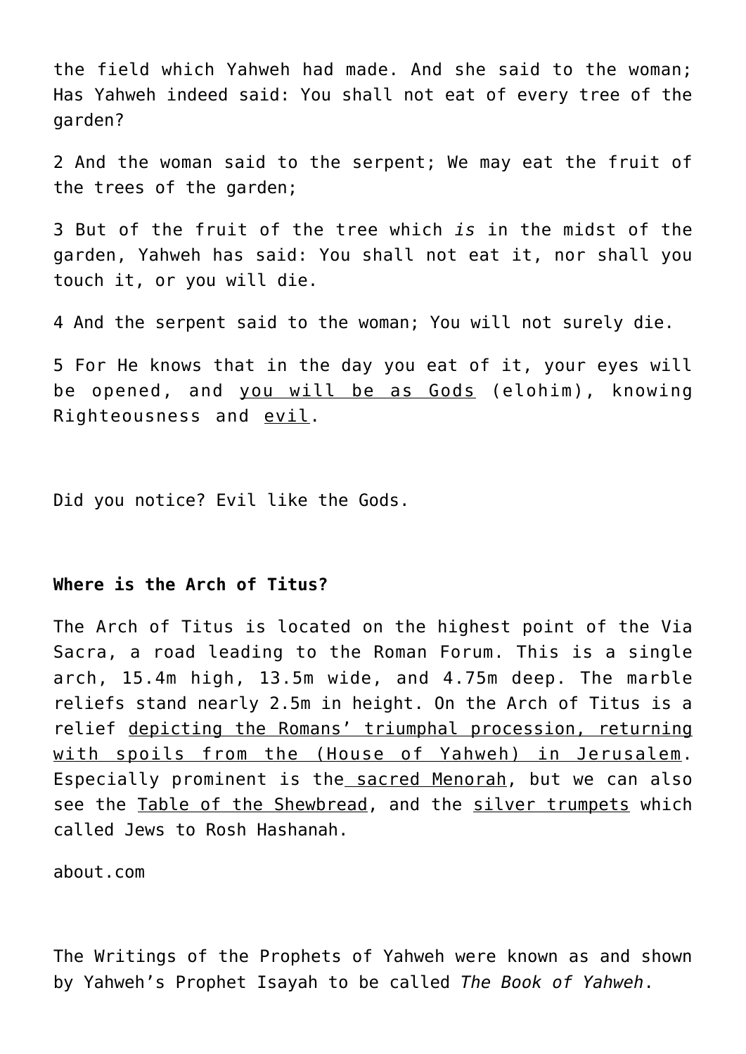the field which Yahweh had made. And she said to the woman; Has Yahweh indeed said: You shall not eat of every tree of the garden?

2 And the woman said to the serpent; We may eat the fruit of the trees of the garden;

3 But of the fruit of the tree which *is* in the midst of the garden, Yahweh has said: You shall not eat it, nor shall you touch it, or you will die.

4 And the serpent said to the woman; You will not surely die.

5 For He knows that in the day you eat of it, your eyes will be opened, and you will be as Gods (elohim), knowing Righteousness and evil.

Did you notice? Evil like the Gods.

**Where is the Arch of Titus?**

The Arch of Titus is located on the highest point of the Via Sacra, a road leading to the Roman Forum. This is a single arch, 15.4m high, 13.5m wide, and 4.75m deep. The marble reliefs stand nearly 2.5m in height. On the Arch of Titus is a relief depicting the Romans' triumphal procession, returning with spoils from the (House of Yahweh) in Jerusalem. Especially prominent is the sacred Menorah, but we can also see the Table of the Shewbread, and the silver trumpets which called Jews to Rosh Hashanah.

about.com

The Writings of the Prophets of Yahweh were known as and shown by Yahweh's Prophet Isayah to be called *The Book of Yahweh*.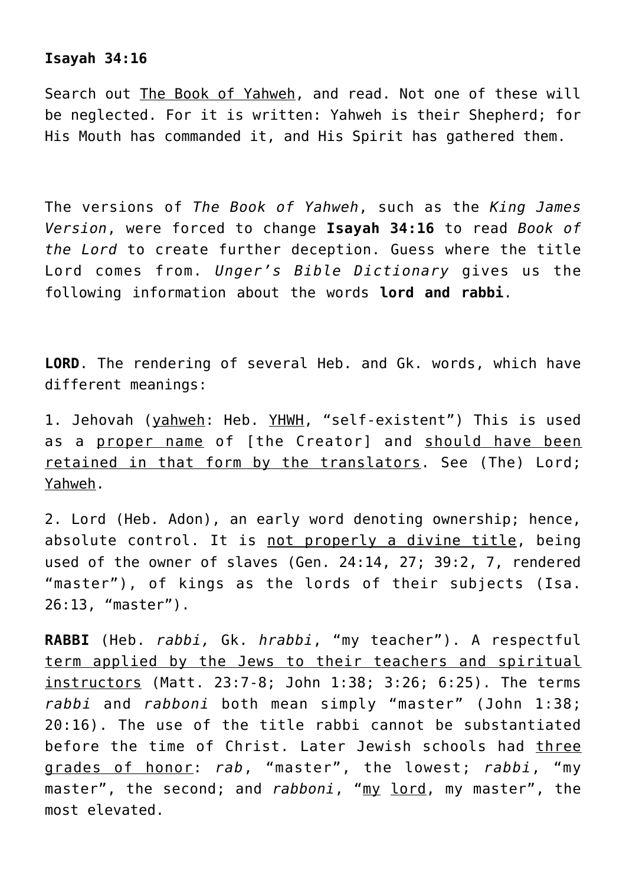**Isayah 34:16**

Search out The Book of Yahweh, and read. Not one of these will be neglected. For it is written: Yahweh is their Shepherd; for His Mouth has commanded it, and His Spirit has gathered them.

The versions of *The Book of Yahweh*, such as the *King James Version*, were forced to change **Isayah 34:16** to read *Book of the Lord* to create further deception. Guess where the title Lord comes from. *Unger's Bible Dictionary* gives us the following information about the words **lord and rabbi**.

**LORD**. The rendering of several Heb. and Gk. words, which have different meanings:

1. Jehovah (yahweh: Heb. YHWH, "self-existent") This is used as a proper name of [the Creator] and should have been retained in that form by the translators. See (The) Lord; Yahweh.

2. Lord (Heb. Adon), an early word denoting ownership; hence, absolute control. It is not properly a divine title, being used of the owner of slaves (Gen. 24:14, 27; 39:2, 7, rendered "master"), of kings as the lords of their subjects (Isa. 26:13, "master").

**RABBI** (Heb. *rabbi,* Gk. *hrabbi*, "my teacher"). A respectful term applied by the Jews to their teachers and spiritual instructors (Matt. 23:7-8; John 1:38; 3:26; 6:25). The terms *rabbi* and *rabboni* both mean simply "master" (John 1:38; 20:16). The use of the title rabbi cannot be substantiated before the time of Christ. Later Jewish schools had three grades of honor: *rab*, "master", the lowest; *rabbi*, "my master", the second; and *rabboni*, "my lord, my master", the most elevated.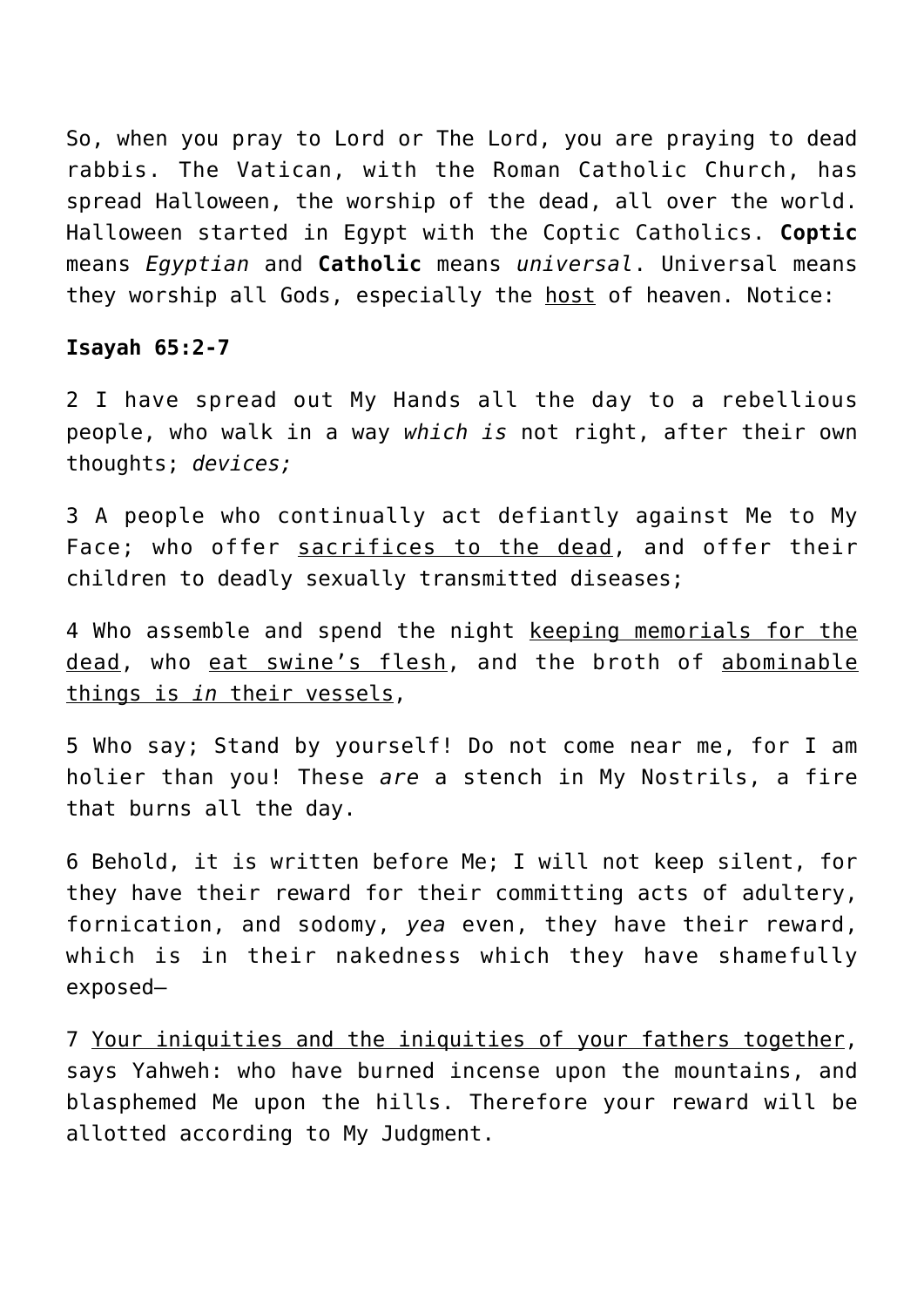So, when you pray to Lord or The Lord, you are praying to dead rabbis. The Vatican, with the Roman Catholic Church, has spread Halloween, the worship of the dead, all over the world. Halloween started in Egypt with the Coptic Catholics. **Coptic** means *Egyptian* and **Catholic** means *universal*. Universal means they worship all Gods, especially the <u>host</u> of heaven. Notice:

**Isayah 65:2-7**

2 I have spread out My Hands all the day to a rebellious people, who walk in a way *which is* not right, after their own thoughts; *devices;*

3 A people who continually act defiantly against Me to My Face; who offer <u>sacrifices to the dead</u>, and offer their children to deadly sexually transmitted diseases;

4 Who assemble and spend the night <u>keeping memorials for the dead</u>, who <u>eat swine's flesh</u>, and the broth of <u>abominable things is *in* their vessels</u>,

5 Who say; Stand by yourself! Do not come near me, for I am holier than you! These *are* a stench in My Nostrils, a fire that burns all the day.

6 Behold, it is written before Me; I will not keep silent, for they have their reward for their committing acts of adultery, fornication, and sodomy, *yea* even, they have their reward, which is in their nakedness which they have shamefully exposed—

7 <u>Your iniquities and the iniquities of your fathers together</u>, says Yahweh: who have burned incense upon the mountains, and blasphemed Me upon the hills. Therefore your reward will be allotted according to My Judgment.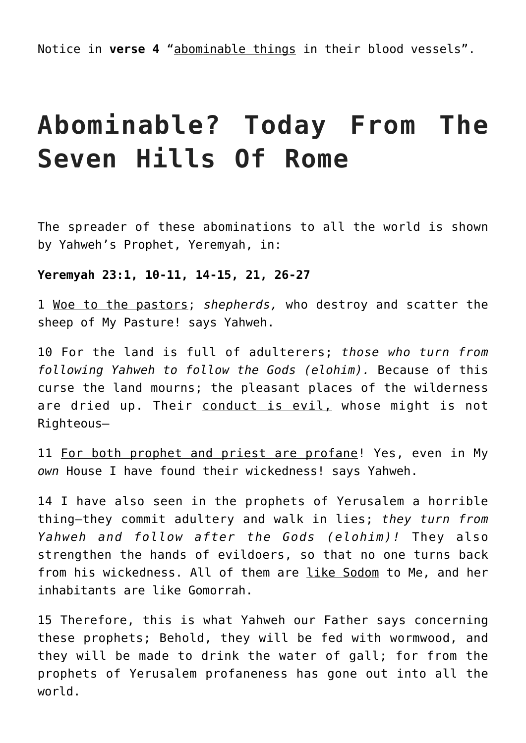Notice in **verse 4** "abominable things in their blood vessels".

# Abominable? Today From The Seven Hills Of Rome

The spreader of these abominations to all the world is shown by Yahweh's Prophet, Yeremyah, in:

**Yeremyah 23:1, 10-11, 14-15, 21, 26-27**

1 Woe to the pastors; *shepherds,* who destroy and scatter the sheep of My Pasture! says Yahweh.

10 For the land is full of adulterers; *those who turn from following Yahweh to follow the Gods (elohim).* Because of this curse the land mourns; the pleasant places of the wilderness are dried up. Their conduct is evil, whose might is not Righteous—

11 For both prophet and priest are profane! Yes, even in My *own* House I have found their wickedness! says Yahweh.

14 I have also seen in the prophets of Yerusalem a horrible thing—they commit adultery and walk in lies; *they turn from Yahweh and follow after the Gods (elohim)!* They also strengthen the hands of evildoers, so that no one turns back from his wickedness. All of them are like Sodom to Me, and her inhabitants are like Gomorrah.

15 Therefore, this is what Yahweh our Father says concerning these prophets; Behold, they will be fed with wormwood, and they will be made to drink the water of gall; for from the prophets of Yerusalem profaneness has gone out into all the world.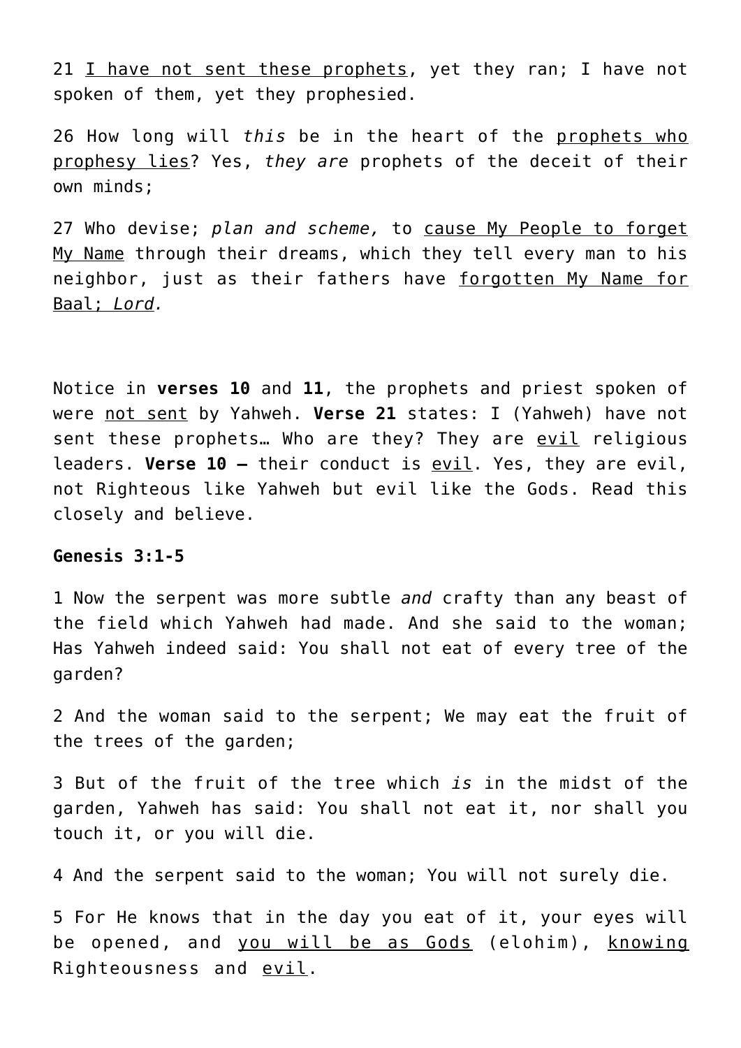21 <u>I have not sent these prophets</u>, yet they ran; I have not spoken of them, yet they prophesied.

26 How long will *this* be in the heart of the <u>prophets who prophesy lies</u>? Yes, *they are* prophets of the deceit of their own minds;

27 Who devise; *plan and scheme,* to <u>cause My People to forget My Name</u> through their dreams, which they tell every man to his neighbor, just as their fathers have <u>forgotten My Name for Baal; *Lord*.</u>

Notice in **verses 10** and **11**, the prophets and priest spoken of were <u>not sent</u> by Yahweh. **Verse 21** states: I (Yahweh) have not sent these prophets… Who are they? They are <u>evil</u> religious leaders. **Verse 10 –** their conduct is <u>evil</u>. Yes, they are evil, not Righteous like Yahweh but evil like the Gods. Read this closely and believe.

**Genesis 3:1-5**

1 Now the serpent was more subtle *and* crafty than any beast of the field which Yahweh had made. And she said to the woman; Has Yahweh indeed said: You shall not eat of every tree of the garden?

2 And the woman said to the serpent; We may eat the fruit of the trees of the garden;

3 But of the fruit of the tree which *is* in the midst of the garden, Yahweh has said: You shall not eat it, nor shall you touch it, or you will die.

4 And the serpent said to the woman; You will not surely die.

5 For He knows that in the day you eat of it, your eyes will be opened, and <u>you will be as Gods</u> (elohim), <u>knowing</u> Righteousness and <u>evil</u>.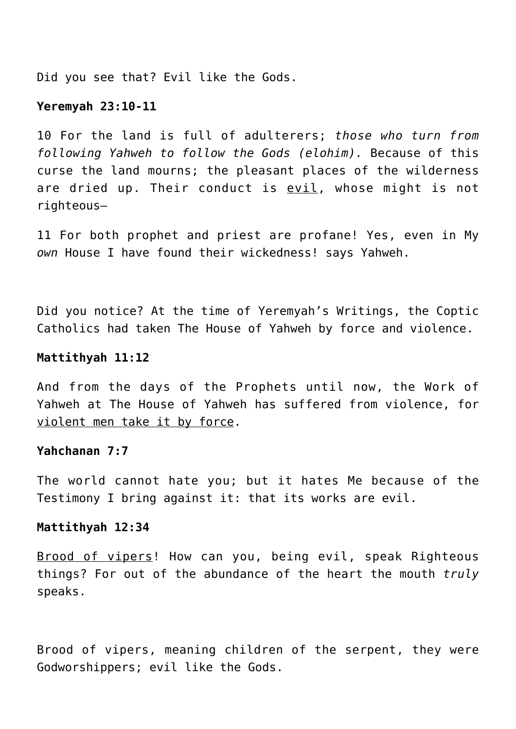Did you see that? Evil like the Gods.

**Yeremyah 23:10-11**

10 For the land is full of adulterers; *those who turn from following Yahweh to follow the Gods (elohim).* Because of this curse the land mourns; the pleasant places of the wilderness are dried up. Their conduct is <u>evil</u>, whose might is not righteous—

11 For both prophet and priest are profane! Yes, even in My *own* House I have found their wickedness! says Yahweh.

Did you notice? At the time of Yeremyah's Writings, the Coptic Catholics had taken The House of Yahweh by force and violence.

**Mattithyah 11:12**

And from the days of the Prophets until now, the Work of Yahweh at The House of Yahweh has suffered from violence, for <u>violent men take it by force</u>.

**Yahchanan 7:7**

The world cannot hate you; but it hates Me because of the Testimony I bring against it: that its works are evil.

**Mattithyah 12:34**

<u>Brood of vipers</u>! How can you, being evil, speak Righteous things? For out of the abundance of the heart the mouth *truly* speaks.

Brood of vipers, meaning children of the serpent, they were Godworshippers; evil like the Gods.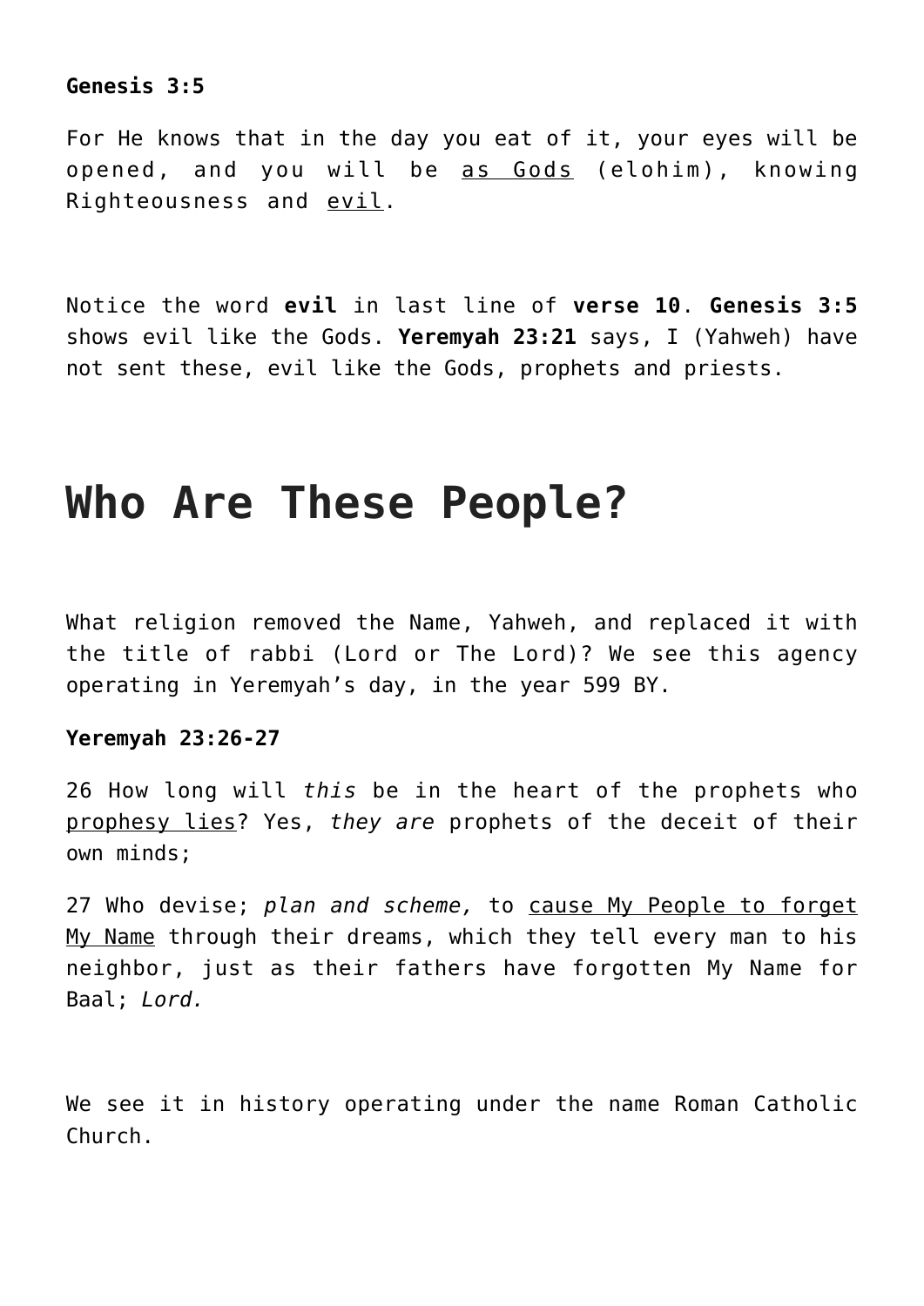**Genesis 3:5**

For He knows that in the day you eat of it, your eyes will be opened, and you will be <u>as Gods</u> (elohim), knowing Righteousness and <u>evil</u>.

Notice the word **evil** in last line of **verse 10**. **Genesis 3:5** shows evil like the Gods. **Yeremyah 23:21** says, I (Yahweh) have not sent these, evil like the Gods, prophets and priests.

# Who Are These People?

What religion removed the Name, Yahweh, and replaced it with the title of rabbi (Lord or The Lord)? We see this agency operating in Yeremyah's day, in the year 599 BY.

**Yeremyah 23:26-27**

26 How long will *this* be in the heart of the prophets who <u>prophesy lies</u>? Yes, *they are* prophets of the deceit of their own minds;

27 Who devise; *plan and scheme,* to <u>cause My People to forget My Name</u> through their dreams, which they tell every man to his neighbor, just as their fathers have forgotten My Name for Baal; *Lord.*

We see it in history operating under the name Roman Catholic Church.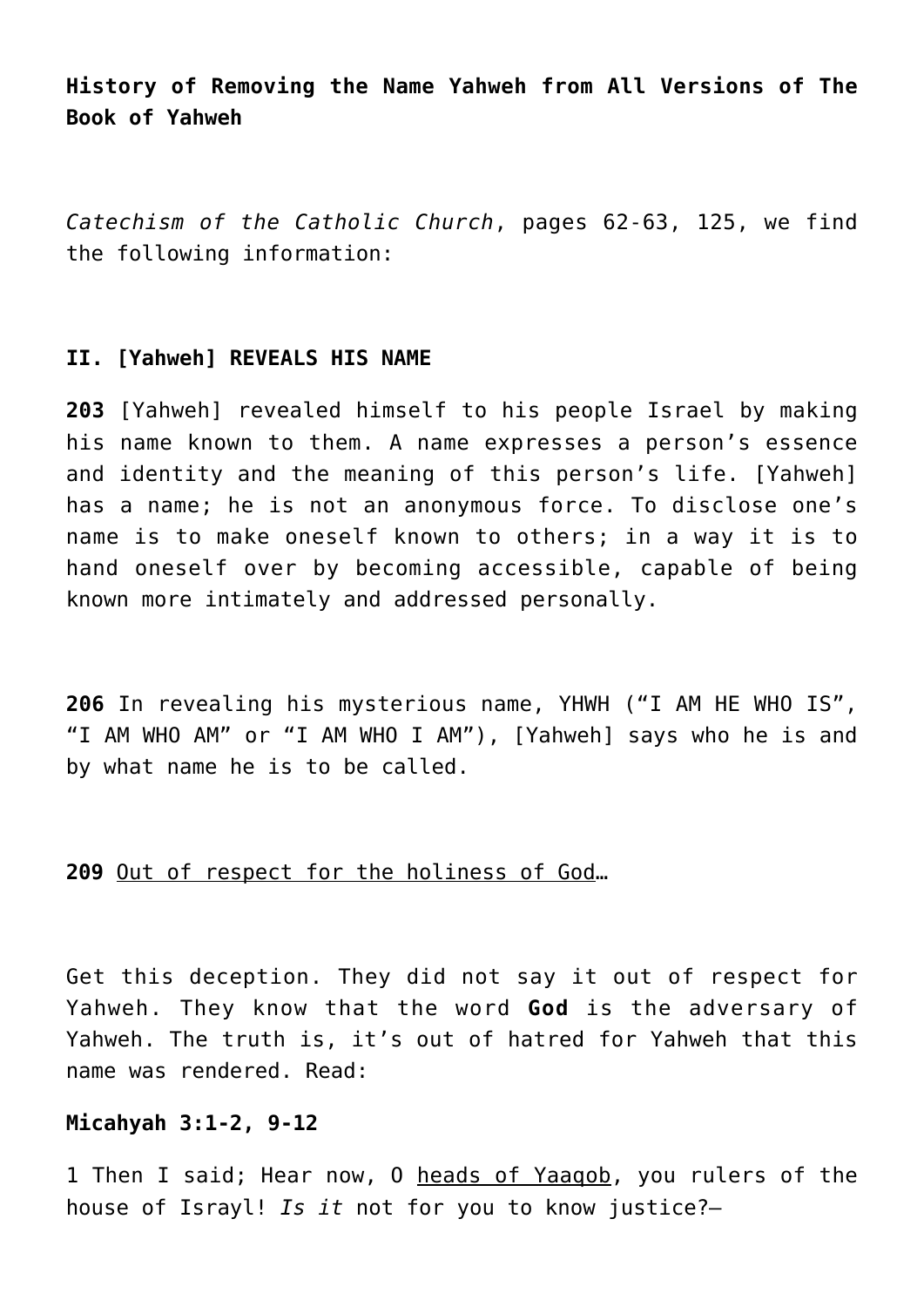**History of Removing the Name Yahweh from All Versions of The Book of Yahweh**

*Catechism of the Catholic Church*, pages 62-63, 125, we find the following information:

**II. [Yahweh] REVEALS HIS NAME**

**203** [Yahweh] revealed himself to his people Israel by making his name known to them. A name expresses a person's essence and identity and the meaning of this person's life. [Yahweh] has a name; he is not an anonymous force. To disclose one's name is to make oneself known to others; in a way it is to hand oneself over by becoming accessible, capable of being known more intimately and addressed personally.

**206** In revealing his mysterious name, YHWH ("I AM HE WHO IS", "I AM WHO AM" or "I AM WHO I AM"), [Yahweh] says who he is and by what name he is to be called.

**209** <u>Out of respect for the holiness of God</u>…

Get this deception. They did not say it out of respect for Yahweh. They know that the word **God** is the adversary of Yahweh. The truth is, it's out of hatred for Yahweh that this name was rendered. Read:

**Micahyah 3:1-2, 9-12**

1 Then I said; Hear now, O <u>heads of Yaaqob</u>, you rulers of the house of Israyl! *Is it* not for you to know justice?—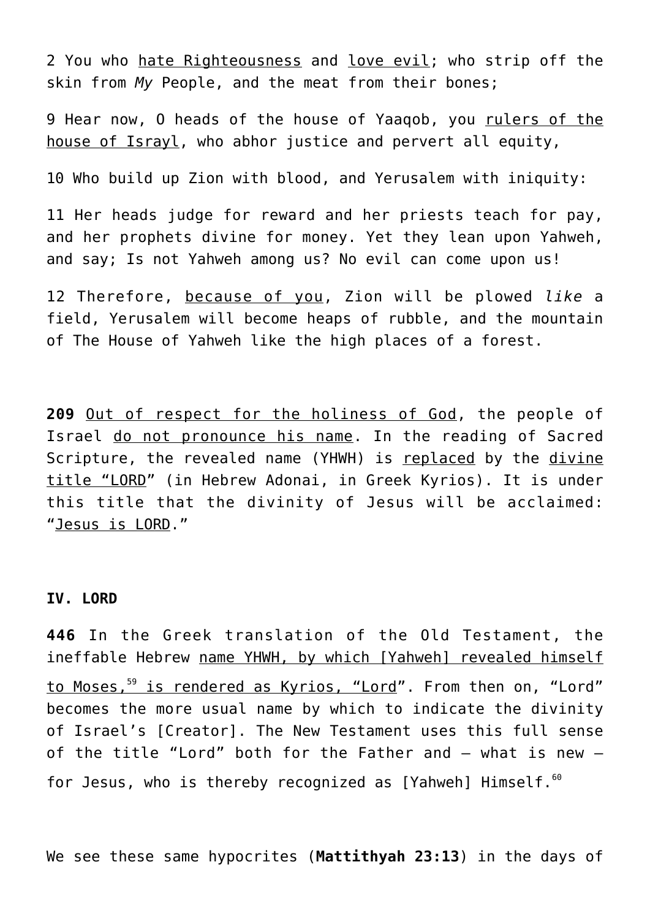2 You who hate Righteousness and love evil; who strip off the skin from *My* People, and the meat from their bones;

9 Hear now, O heads of the house of Yaaqob, you rulers of the house of Israyl, who abhor justice and pervert all equity,

10 Who build up Zion with blood, and Yerusalem with iniquity:

11 Her heads judge for reward and her priests teach for pay, and her prophets divine for money. Yet they lean upon Yahweh, and say; Is not Yahweh among us? No evil can come upon us!

12 Therefore, because of you, Zion will be plowed *like* a field, Yerusalem will become heaps of rubble, and the mountain of The House of Yahweh like the high places of a forest.

**209** Out of respect for the holiness of God, the people of Israel do not pronounce his name. In the reading of Sacred Scripture, the revealed name (YHWH) is replaced by the divine title "LORD" (in Hebrew Adonai, in Greek Kyrios). It is under this title that the divinity of Jesus will be acclaimed: "Jesus is LORD."

**IV. LORD**

**446** In the Greek translation of the Old Testament, the ineffable Hebrew name YHWH, by which [Yahweh] revealed himself to Moses,[59] is rendered as Kyrios, "Lord". From then on, "Lord" becomes the more usual name by which to indicate the divinity of Israel's [Creator]. The New Testament uses this full sense of the title "Lord" both for the Father and – what is new – for Jesus, who is thereby recognized as [Yahweh] Himself.[60]

We see these same hypocrites (**Mattithyah 23:13**) in the days of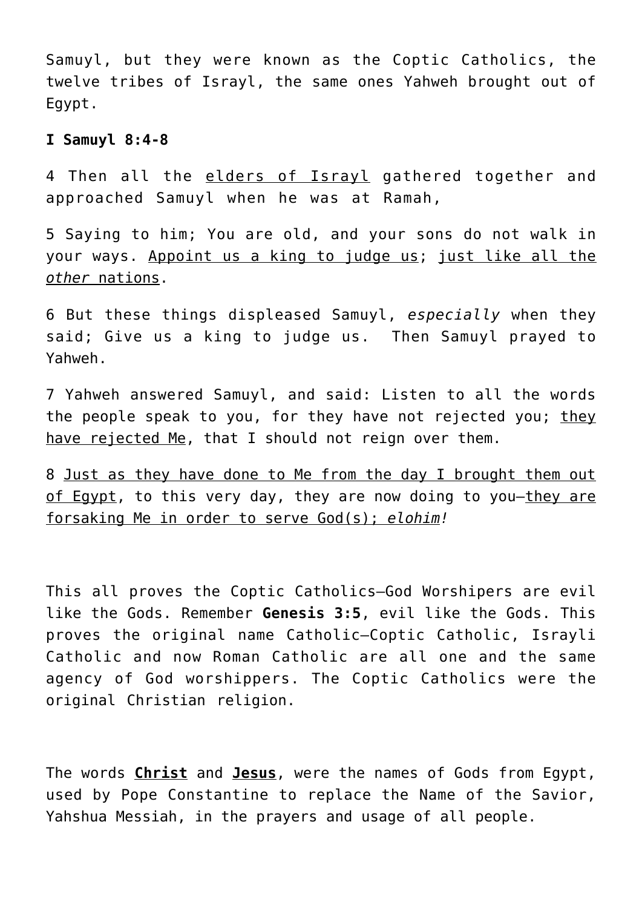Samuyl, but they were known as the Coptic Catholics, the twelve tribes of Israyl, the same ones Yahweh brought out of Egypt.

**I Samuyl 8:4-8**

4 Then all the <u>elders of Israyl</u> gathered together and approached Samuyl when he was at Ramah,

5 Saying to him; You are old, and your sons do not walk in your ways. <u>Appoint us a king to judge us</u>; <u>just like all the *other* nations</u>.

6 But these things displeased Samuyl, *especially* when they said; Give us a king to judge us.  Then Samuyl prayed to Yahweh.

7 Yahweh answered Samuyl, and said: Listen to all the words the people speak to you, for they have not rejected you; <u>they have rejected Me</u>, that I should not reign over them.

8 <u>Just as they have done to Me from the day I brought them out of Egypt</u>, to this very day, they are now doing to you—<u>they are forsaking Me in order to serve God(s); *elohim*!</u>

This all proves the Coptic Catholics—God Worshipers are evil like the Gods. Remember **Genesis 3:5**, evil like the Gods. This proves the original name Catholic—Coptic Catholic, Israyli Catholic and now Roman Catholic are all one and the same agency of God worshippers. The Coptic Catholics were the original Christian religion.

The words <u>**Christ**</u> and <u>**Jesus**</u>, were the names of Gods from Egypt, used by Pope Constantine to replace the Name of the Savior, Yahshua Messiah, in the prayers and usage of all people.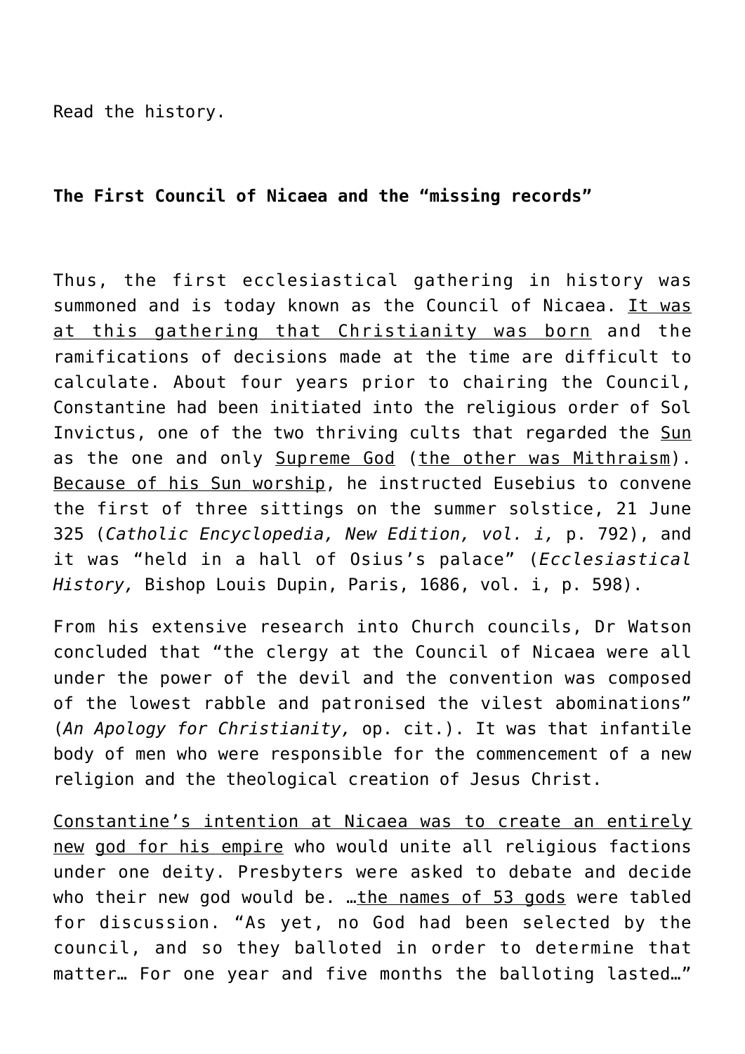Read the history.

**The First Council of Nicaea and the "missing records"**

Thus, the first ecclesiastical gathering in history was summoned and is today known as the Council of Nicaea. It was at this gathering that Christianity was born and the ramifications of decisions made at the time are difficult to calculate. About four years prior to chairing the Council, Constantine had been initiated into the religious order of Sol Invictus, one of the two thriving cults that regarded the Sun as the one and only Supreme God (the other was Mithraism). Because of his Sun worship, he instructed Eusebius to convene the first of three sittings on the summer solstice, 21 June 325 (*Catholic Encyclopedia, New Edition, vol. i,* p. 792), and it was "held in a hall of Osius's palace" (*Ecclesiastical History,* Bishop Louis Dupin, Paris, 1686, vol. i, p. 598).

From his extensive research into Church councils, Dr Watson concluded that "the clergy at the Council of Nicaea were all under the power of the devil and the convention was composed of the lowest rabble and patronised the vilest abominations" (*An Apology for Christianity,* op. cit.). It was that infantile body of men who were responsible for the commencement of a new religion and the theological creation of Jesus Christ.

Constantine's intention at Nicaea was to create an entirely new god for his empire who would unite all religious factions under one deity. Presbyters were asked to debate and decide who their new god would be. …the names of 53 gods were tabled for discussion. "As yet, no God had been selected by the council, and so they balloted in order to determine that matter… For one year and five months the balloting lasted…"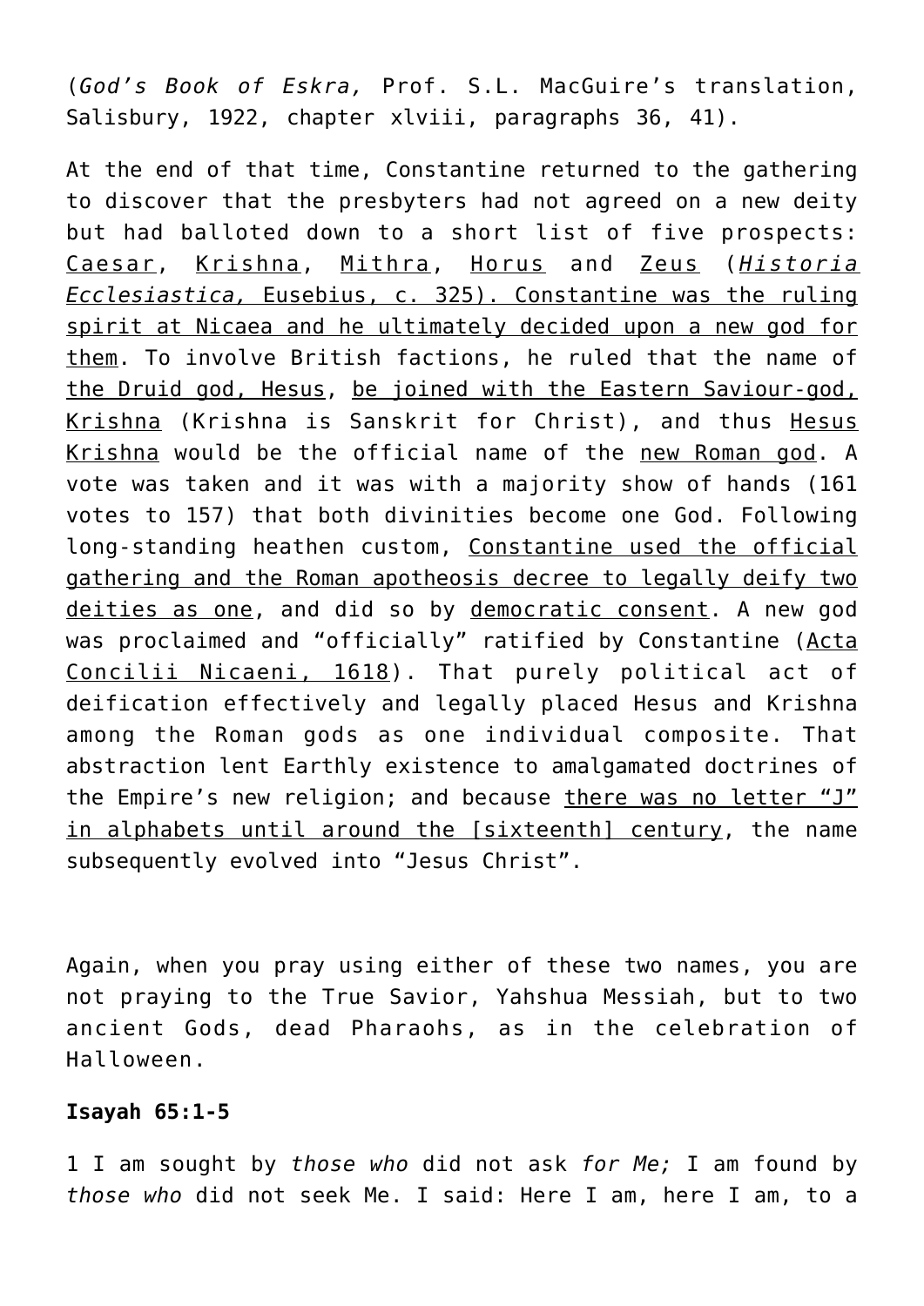(*God's Book of Eskra,* Prof. S.L. MacGuire's translation, Salisbury, 1922, chapter xlviii, paragraphs 36, 41).

At the end of that time, Constantine returned to the gathering to discover that the presbyters had not agreed on a new deity but had balloted down to a short list of five prospects: Caesar, Krishna, Mithra, Horus and Zeus (*Historia Ecclesiastica,* Eusebius, c. 325). Constantine was the ruling spirit at Nicaea and he ultimately decided upon a new god for them. To involve British factions, he ruled that the name of the Druid god, Hesus, be joined with the Eastern Saviour-god, Krishna (Krishna is Sanskrit for Christ), and thus Hesus Krishna would be the official name of the new Roman god. A vote was taken and it was with a majority show of hands (161 votes to 157) that both divinities become one God. Following long-standing heathen custom, Constantine used the official gathering and the Roman apotheosis decree to legally deify two deities as one, and did so by democratic consent. A new god was proclaimed and "officially" ratified by Constantine (Acta Concilii Nicaeni, 1618). That purely political act of deification effectively and legally placed Hesus and Krishna among the Roman gods as one individual composite. That abstraction lent Earthly existence to amalgamated doctrines of the Empire's new religion; and because there was no letter "J" in alphabets until around the [sixteenth] century, the name subsequently evolved into "Jesus Christ".

Again, when you pray using either of these two names, you are not praying to the True Savior, Yahshua Messiah, but to two ancient Gods, dead Pharaohs, as in the celebration of Halloween.

**Isayah 65:1-5**

1 I am sought by *those who* did not ask *for Me;* I am found by *those who* did not seek Me. I said: Here I am, here I am, to a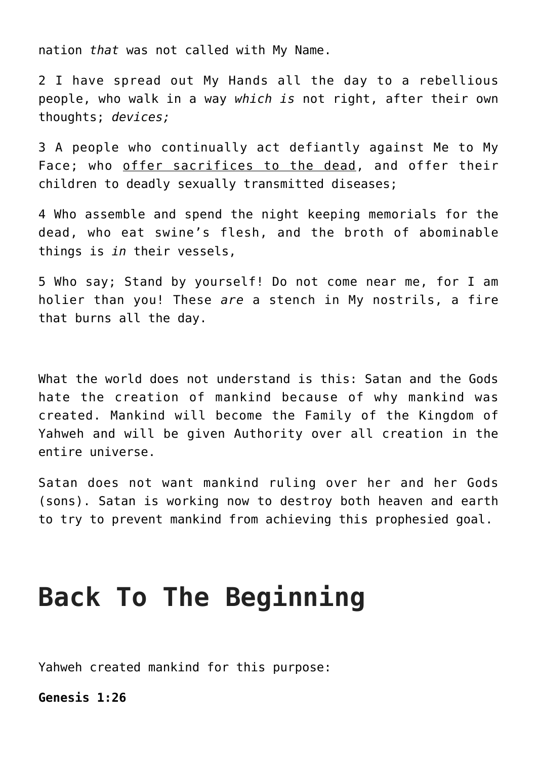nation *that* was not called with My Name.

2 I have spread out My Hands all the day to a rebellious people, who walk in a way *which is* not right, after their own thoughts; *devices;*

3 A people who continually act defiantly against Me to My Face; who offer sacrifices to the dead, and offer their children to deadly sexually transmitted diseases;

4 Who assemble and spend the night keeping memorials for the dead, who eat swine's flesh, and the broth of abominable things is *in* their vessels,

5 Who say; Stand by yourself! Do not come near me, for I am holier than you! These *are* a stench in My nostrils, a fire that burns all the day.

What the world does not understand is this: Satan and the Gods hate the creation of mankind because of why mankind was created. Mankind will become the Family of the Kingdom of Yahweh and will be given Authority over all creation in the entire universe.

Satan does not want mankind ruling over her and her Gods (sons). Satan is working now to destroy both heaven and earth to try to prevent mankind from achieving this prophesied goal.

# Back To The Beginning

Yahweh created mankind for this purpose:

**Genesis 1:26**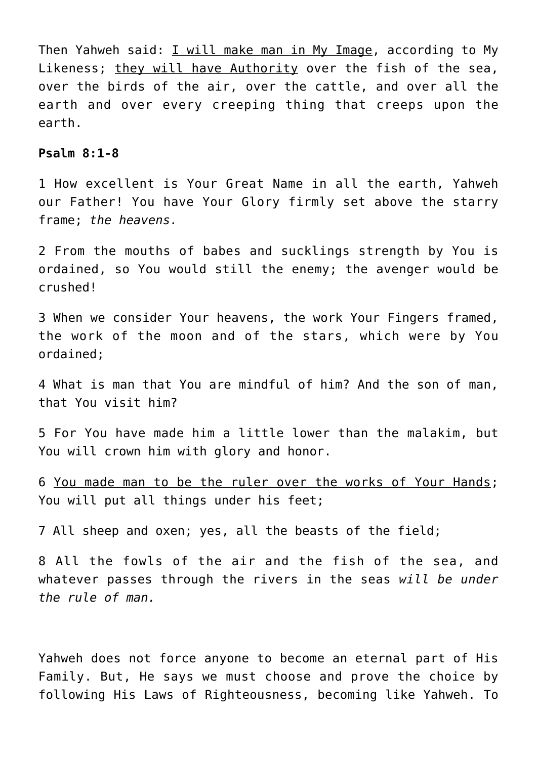Then Yahweh said: <u>I will make man in My Image</u>, according to My Likeness; <u>they will have Authority</u> over the fish of the sea, over the birds of the air, over the cattle, and over all the earth and over every creeping thing that creeps upon the earth.

**Psalm 8:1-8**

1 How excellent is Your Great Name in all the earth, Yahweh our Father! You have Your Glory firmly set above the starry frame; *the heavens.*

2 From the mouths of babes and sucklings strength by You is ordained, so You would still the enemy; the avenger would be crushed!

3 When we consider Your heavens, the work Your Fingers framed, the work of the moon and of the stars, which were by You ordained;

4 What is man that You are mindful of him? And the son of man, that You visit him?

5 For You have made him a little lower than the malakim, but You will crown him with glory and honor.

6 <u>You made man to be the ruler over the works of Your Hands</u>; You will put all things under his feet;

7 All sheep and oxen; yes, all the beasts of the field;

8 All the fowls of the air and the fish of the sea, and whatever passes through the rivers in the seas *will be under the rule of man.*

Yahweh does not force anyone to become an eternal part of His Family. But, He says we must choose and prove the choice by following His Laws of Righteousness, becoming like Yahweh. To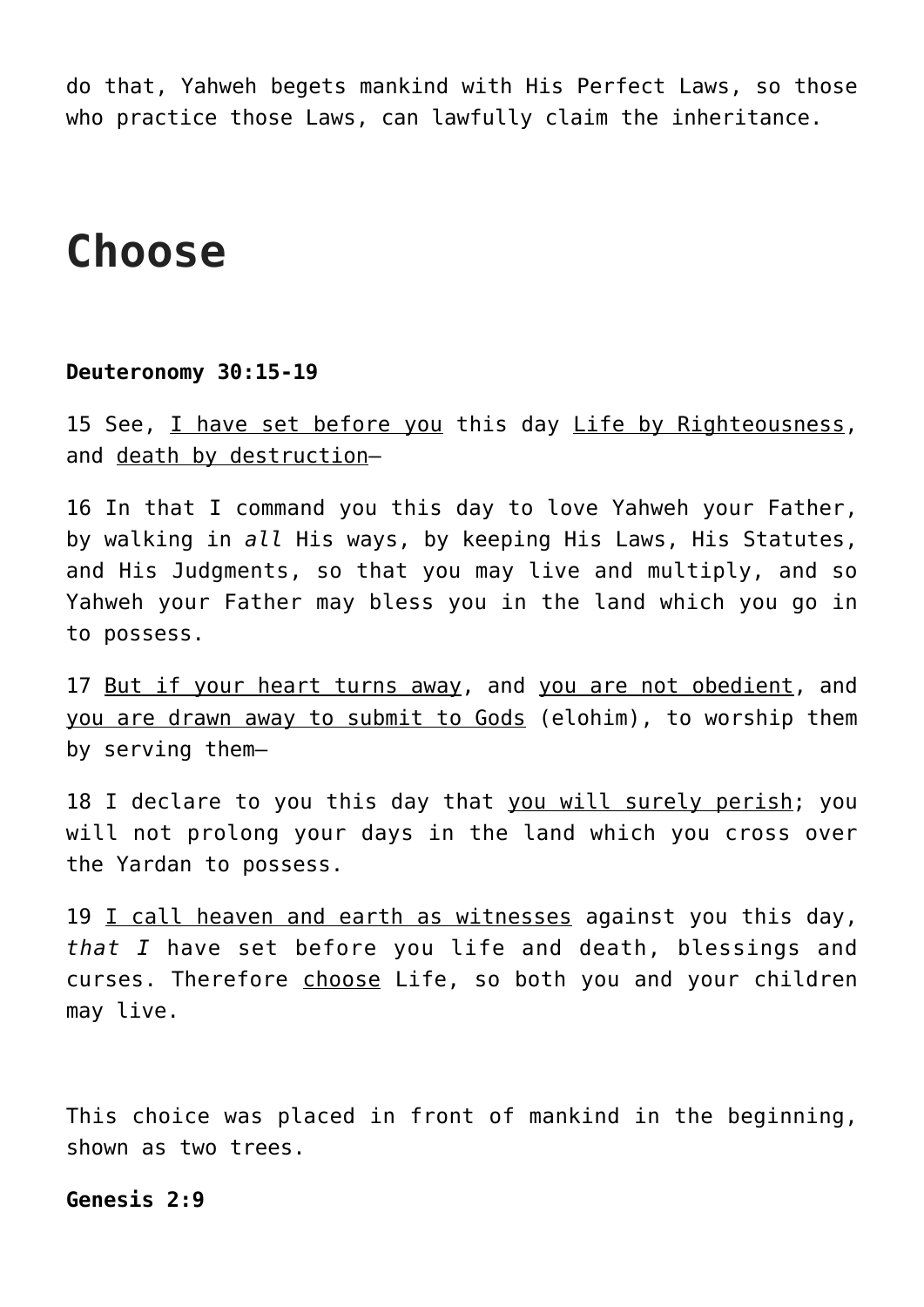do that, Yahweh begets mankind with His Perfect Laws, so those who practice those Laws, can lawfully claim the inheritance.

# Choose

**Deuteronomy 30:15-19**

15 See, <u>I have set before you</u> this day <u>Life by Righteousness</u>, and <u>death by destruction</u>—

16 In that I command you this day to love Yahweh your Father, by walking in *all* His ways, by keeping His Laws, His Statutes, and His Judgments, so that you may live and multiply, and so Yahweh your Father may bless you in the land which you go in to possess.

17 <u>But if your heart turns away</u>, and <u>you are not obedient</u>, and <u>you are drawn away to submit to Gods</u> (elohim), to worship them by serving them—

18 I declare to you this day that <u>you will surely perish</u>; you will not prolong your days in the land which you cross over the Yardan to possess.

19 <u>I call heaven and earth as witnesses</u> against you this day, *that I* have set before you life and death, blessings and curses. Therefore <u>choose</u> Life, so both you and your children may live.

This choice was placed in front of mankind in the beginning, shown as two trees.

**Genesis 2:9**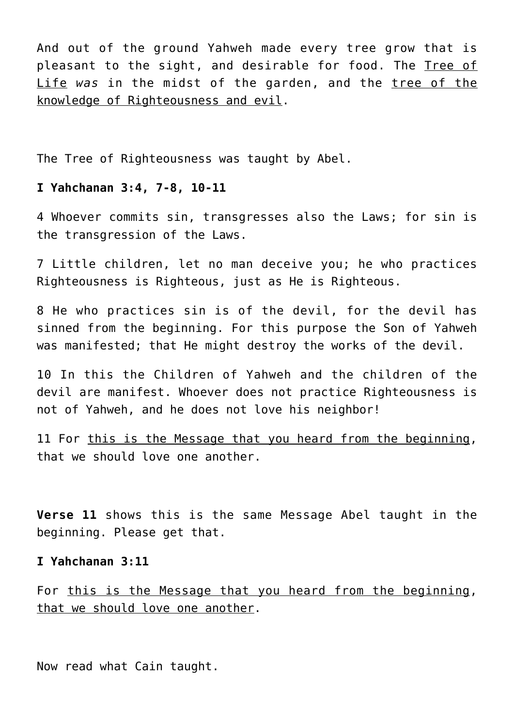And out of the ground Yahweh made every tree grow that is pleasant to the sight, and desirable for food. The <u>Tree of Life</u> *was* in the midst of the garden, and the <u>tree of the knowledge of Righteousness and evil</u>.

The Tree of Righteousness was taught by Abel.

**I Yahchanan 3:4, 7-8, 10-11**

4 Whoever commits sin, transgresses also the Laws; for sin is the transgression of the Laws.

7 Little children, let no man deceive you; he who practices Righteousness is Righteous, just as He is Righteous.

8 He who practices sin is of the devil, for the devil has sinned from the beginning. For this purpose the Son of Yahweh was manifested; that He might destroy the works of the devil.

10 In this the Children of Yahweh and the children of the devil are manifest. Whoever does not practice Righteousness is not of Yahweh, and he does not love his neighbor!

11 For <u>this is the Message that you heard from the beginning</u>, that we should love one another.

**Verse 11** shows this is the same Message Abel taught in the beginning. Please get that.

**I Yahchanan 3:11**

For <u>this is the Message that you heard from the beginning</u>, <u>that we should love one another</u>.

Now read what Cain taught.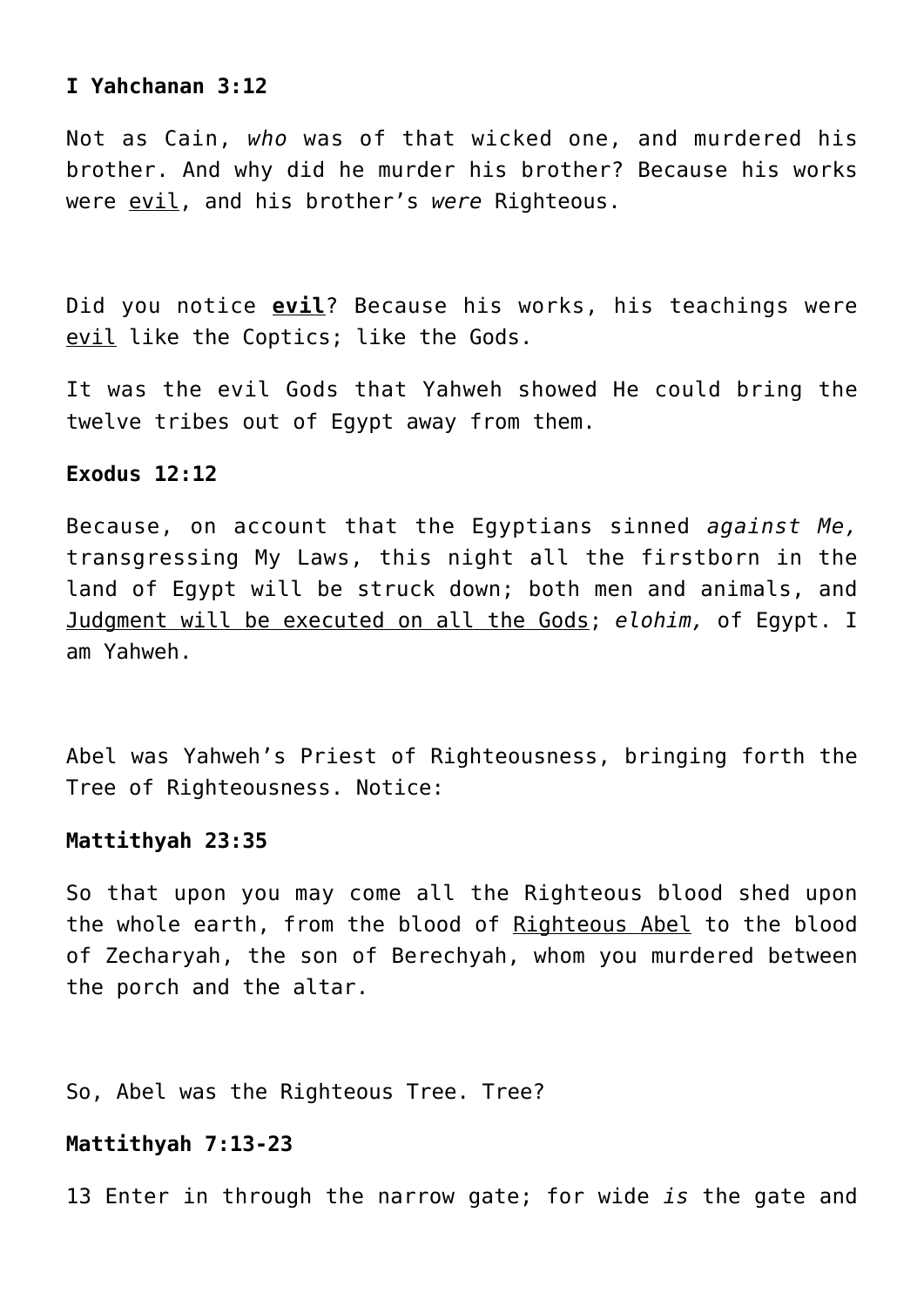**I Yahchanan 3:12**

Not as Cain, *who* was of that wicked one, and murdered his brother. And why did he murder his brother? Because his works were <u>evil</u>, and his brother's *were* Righteous.

Did you notice <u>**evil**</u>? Because his works, his teachings were <u>evil</u> like the Coptics; like the Gods.

It was the evil Gods that Yahweh showed He could bring the twelve tribes out of Egypt away from them.

**Exodus 12:12**

Because, on account that the Egyptians sinned *against Me,* transgressing My Laws, this night all the firstborn in the land of Egypt will be struck down; both men and animals, and <u>Judgment will be executed on all the Gods</u>; *elohim,* of Egypt. I am Yahweh.

Abel was Yahweh's Priest of Righteousness, bringing forth the Tree of Righteousness. Notice:

**Mattithyah 23:35**

So that upon you may come all the Righteous blood shed upon the whole earth, from the blood of <u>Righteous Abel</u> to the blood of Zecharyah, the son of Berechyah, whom you murdered between the porch and the altar.

So, Abel was the Righteous Tree. Tree?

**Mattithyah 7:13-23**

13 Enter in through the narrow gate; for wide *is* the gate and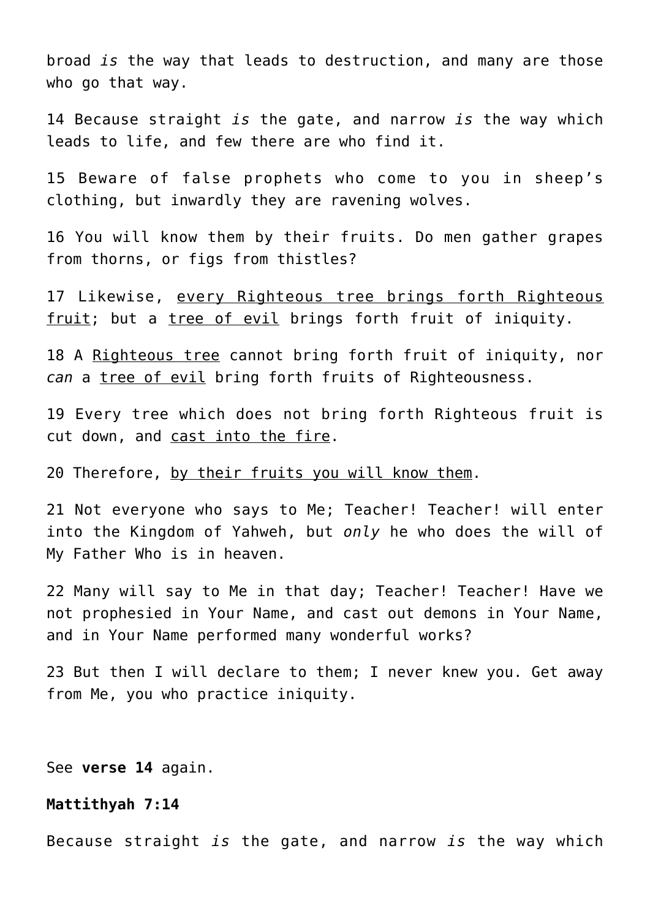broad *is* the way that leads to destruction, and many are those who go that way.

14 Because straight *is* the gate, and narrow *is* the way which leads to life, and few there are who find it.

15 Beware of false prophets who come to you in sheep's clothing, but inwardly they are ravening wolves.

16 You will know them by their fruits. Do men gather grapes from thorns, or figs from thistles?

17 Likewise, <u>every Righteous tree brings forth Righteous fruit</u>; but a <u>tree of evil</u> brings forth fruit of iniquity.

18 A <u>Righteous tree</u> cannot bring forth fruit of iniquity, nor *can* a <u>tree of evil</u> bring forth fruits of Righteousness.

19 Every tree which does not bring forth Righteous fruit is cut down, and <u>cast into the fire</u>.

20 Therefore, <u>by their fruits you will know them</u>.

21 Not everyone who says to Me; Teacher! Teacher! will enter into the Kingdom of Yahweh, but *only* he who does the will of My Father Who is in heaven.

22 Many will say to Me in that day; Teacher! Teacher! Have we not prophesied in Your Name, and cast out demons in Your Name, and in Your Name performed many wonderful works?

23 But then I will declare to them; I never knew you. Get away from Me, you who practice iniquity.

See **verse 14** again.

**Mattithyah 7:14**

Because straight *is* the gate, and narrow *is* the way which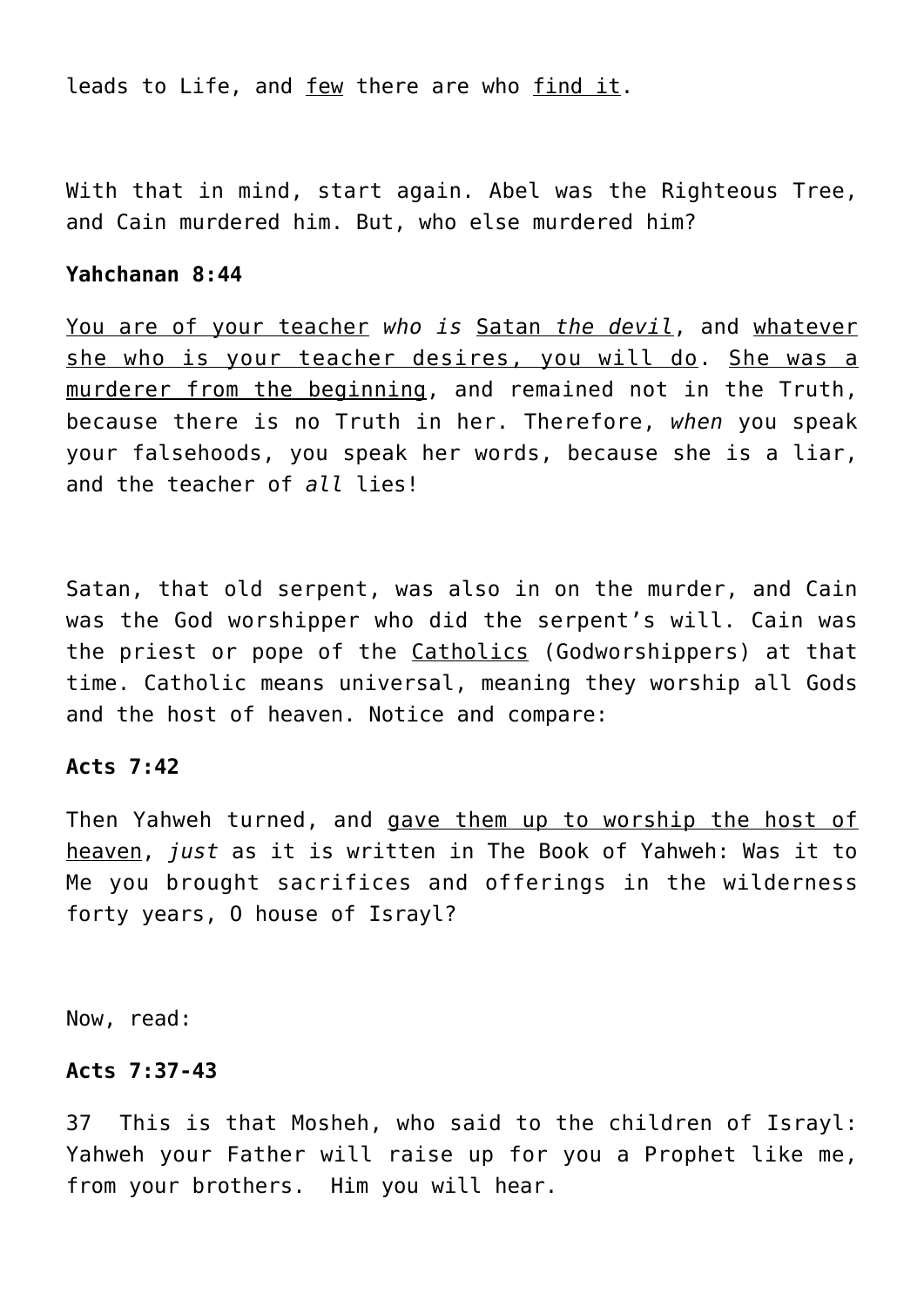leads to Life, and <u>few</u> there are who <u>find it</u>.

With that in mind, start again. Abel was the Righteous Tree, and Cain murdered him. But, who else murdered him?

**Yahchanan 8:44**

<u>You are of your teacher</u> *who is* <u>Satan *the devil*</u>, and <u>whatever she who is your teacher desires, you will do</u>. <u>She was a murderer from the beginning</u>, and remained not in the Truth, because there is no Truth in her. Therefore, *when* you speak your falsehoods, you speak her words, because she is a liar, and the teacher of *all* lies!

Satan, that old serpent, was also in on the murder, and Cain was the God worshipper who did the serpent's will. Cain was the priest or pope of the <u>Catholics</u> (Godworshippers) at that time. Catholic means universal, meaning they worship all Gods and the host of heaven. Notice and compare:

**Acts 7:42**

Then Yahweh turned, and <u>gave them up to worship the host of heaven</u>, *just* as it is written in The Book of Yahweh: Was it to Me you brought sacrifices and offerings in the wilderness forty years, O house of Israyl?

Now, read:

**Acts 7:37-43**

37 This is that Mosheh, who said to the children of Israyl: Yahweh your Father will raise up for you a Prophet like me, from your brothers. Him you will hear.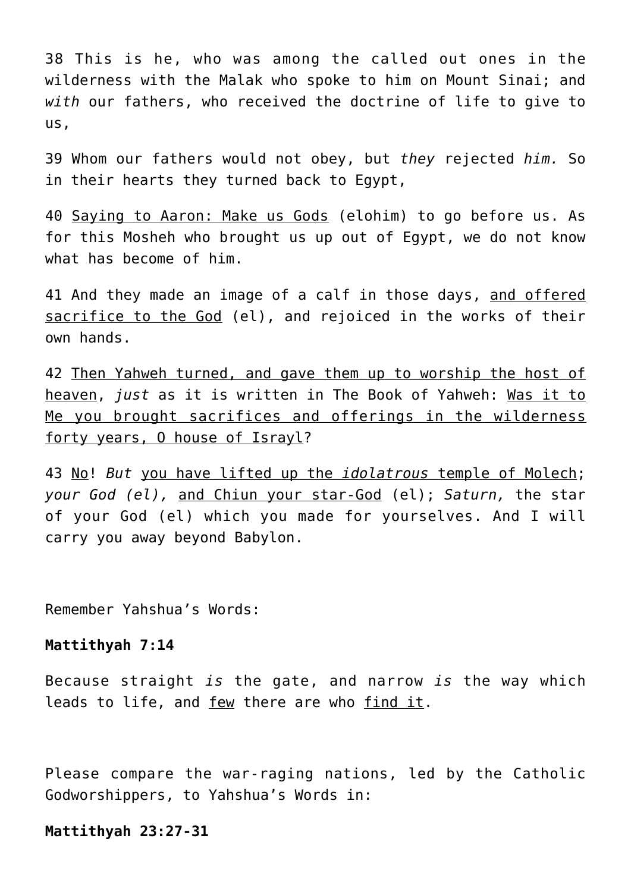38 This is he, who was among the called out ones in the wilderness with the Malak who spoke to him on Mount Sinai; and *with* our fathers, who received the doctrine of life to give to us,

39 Whom our fathers would not obey, but *they* rejected *him.* So in their hearts they turned back to Egypt,

40 <u>Saying to Aaron: Make us Gods</u> (elohim) to go before us. As for this Mosheh who brought us up out of Egypt, we do not know what has become of him.

41 And they made an image of a calf in those days, <u>and offered sacrifice to the God</u> (el), and rejoiced in the works of their own hands.

42 <u>Then Yahweh turned, and gave them up to worship the host of heaven</u>, *just* as it is written in The Book of Yahweh: <u>Was it to Me you brought sacrifices and offerings in the wilderness forty years, O house of Israyl</u>?

43 <u>No</u>! *But* <u>you have lifted up the *idolatrous* temple of Molech</u>; *your God (el),* <u>and Chiun your star-God</u> (el); *Saturn,* the star of your God (el) which you made for yourselves. And I will carry you away beyond Babylon.

Remember Yahshua's Words:

**Mattithyah 7:14**

Because straight *is* the gate, and narrow *is* the way which leads to life, and <u>few</u> there are who <u>find it</u>.

Please compare the war-raging nations, led by the Catholic Godworshippers, to Yahshua's Words in:

**Mattithyah 23:27-31**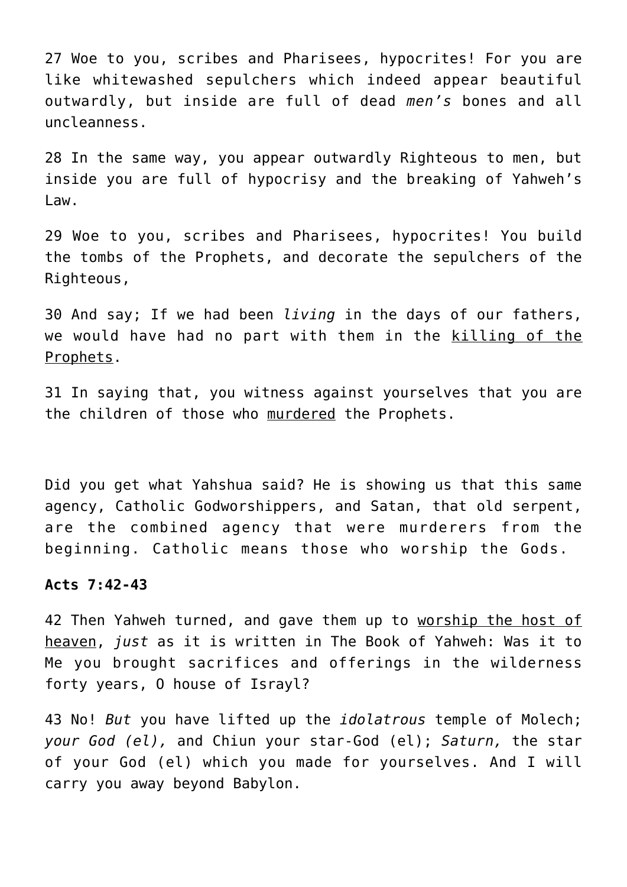27 Woe to you, scribes and Pharisees, hypocrites! For you are like whitewashed sepulchers which indeed appear beautiful outwardly, but inside are full of dead *men's* bones and all uncleanness.

28 In the same way, you appear outwardly Righteous to men, but inside you are full of hypocrisy and the breaking of Yahweh's Law.

29 Woe to you, scribes and Pharisees, hypocrites! You build the tombs of the Prophets, and decorate the sepulchers of the Righteous,

30 And say; If we had been *living* in the days of our fathers, we would have had no part with them in the killing of the Prophets.

31 In saying that, you witness against yourselves that you are the children of those who murdered the Prophets.

Did you get what Yahshua said? He is showing us that this same agency, Catholic Godworshippers, and Satan, that old serpent, are the combined agency that were murderers from the beginning. Catholic means those who worship the Gods.

**Acts 7:42-43**

42 Then Yahweh turned, and gave them up to worship the host of heaven, *just* as it is written in The Book of Yahweh: Was it to Me you brought sacrifices and offerings in the wilderness forty years, O house of Israyl?

43 No! *But* you have lifted up the *idolatrous* temple of Molech; *your God (el),* and Chiun your star-God (el); *Saturn,* the star of your God (el) which you made for yourselves. And I will carry you away beyond Babylon.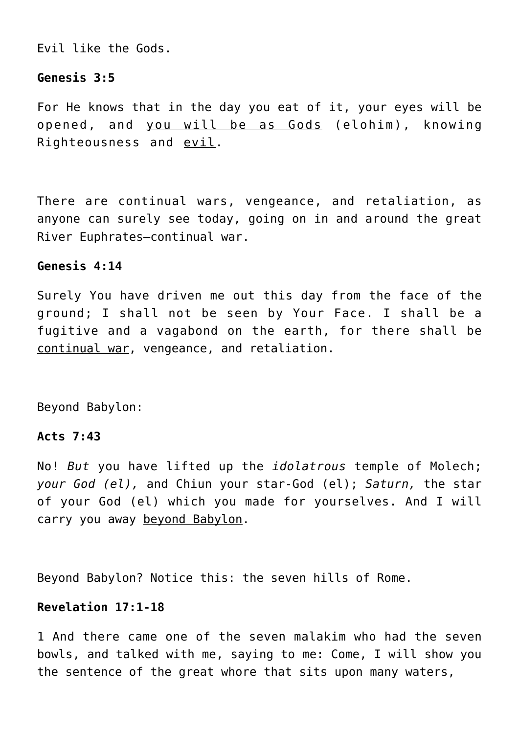Evil like the Gods.

**Genesis 3:5**

For He knows that in the day you eat of it, your eyes will be opened, and <u>you will be as Gods</u> (elohim), knowing Righteousness and <u>evil</u>.

There are continual wars, vengeance, and retaliation, as anyone can surely see today, going on in and around the great River Euphrates—continual war.

**Genesis 4:14**

Surely You have driven me out this day from the face of the ground; I shall not be seen by Your Face. I shall be a fugitive and a vagabond on the earth, for there shall be <u>continual war</u>, vengeance, and retaliation.

Beyond Babylon:

**Acts 7:43**

No! *But* you have lifted up the *idolatrous* temple of Molech; *your God (el),* and Chiun your star-God (el); *Saturn,* the star of your God (el) which you made for yourselves. And I will carry you away <u>beyond Babylon</u>.

Beyond Babylon? Notice this: the seven hills of Rome.

**Revelation 17:1-18**

1 And there came one of the seven malakim who had the seven bowls, and talked with me, saying to me: Come, I will show you the sentence of the great whore that sits upon many waters,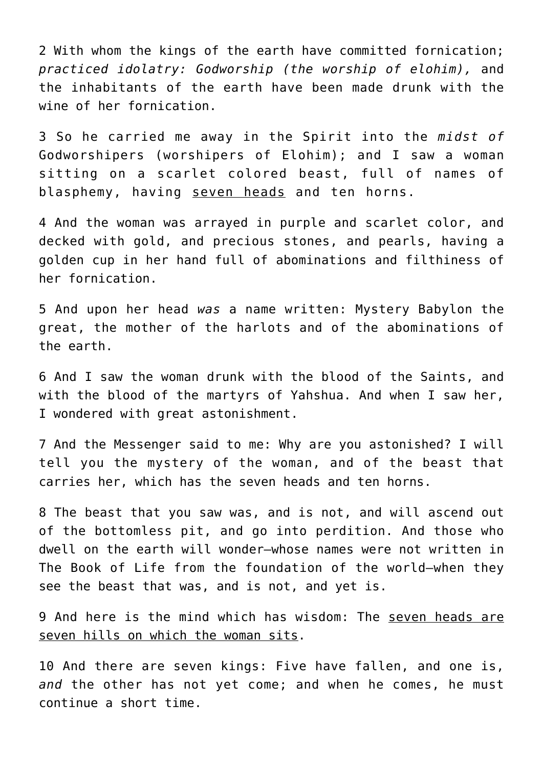2 With whom the kings of the earth have committed fornication; *practiced idolatry: Godworship (the worship of elohim),* and the inhabitants of the earth have been made drunk with the wine of her fornication.

3 So he carried me away in the Spirit into the *midst of* Godworshipers (worshipers of Elohim); and I saw a woman sitting on a scarlet colored beast, full of names of blasphemy, having <u>seven heads</u> and ten horns.

4 And the woman was arrayed in purple and scarlet color, and decked with gold, and precious stones, and pearls, having a golden cup in her hand full of abominations and filthiness of her fornication.

5 And upon her head *was* a name written: Mystery Babylon the great, the mother of the harlots and of the abominations of the earth.

6 And I saw the woman drunk with the blood of the Saints, and with the blood of the martyrs of Yahshua. And when I saw her, I wondered with great astonishment.

7 And the Messenger said to me: Why are you astonished? I will tell you the mystery of the woman, and of the beast that carries her, which has the seven heads and ten horns.

8 The beast that you saw was, and is not, and will ascend out of the bottomless pit, and go into perdition. And those who dwell on the earth will wonder—whose names were not written in The Book of Life from the foundation of the world—when they see the beast that was, and is not, and yet is.

9 And here is the mind which has wisdom: The <u>seven heads are seven hills on which the woman sits</u>.

10 And there are seven kings: Five have fallen, and one is, *and* the other has not yet come; and when he comes, he must continue a short time.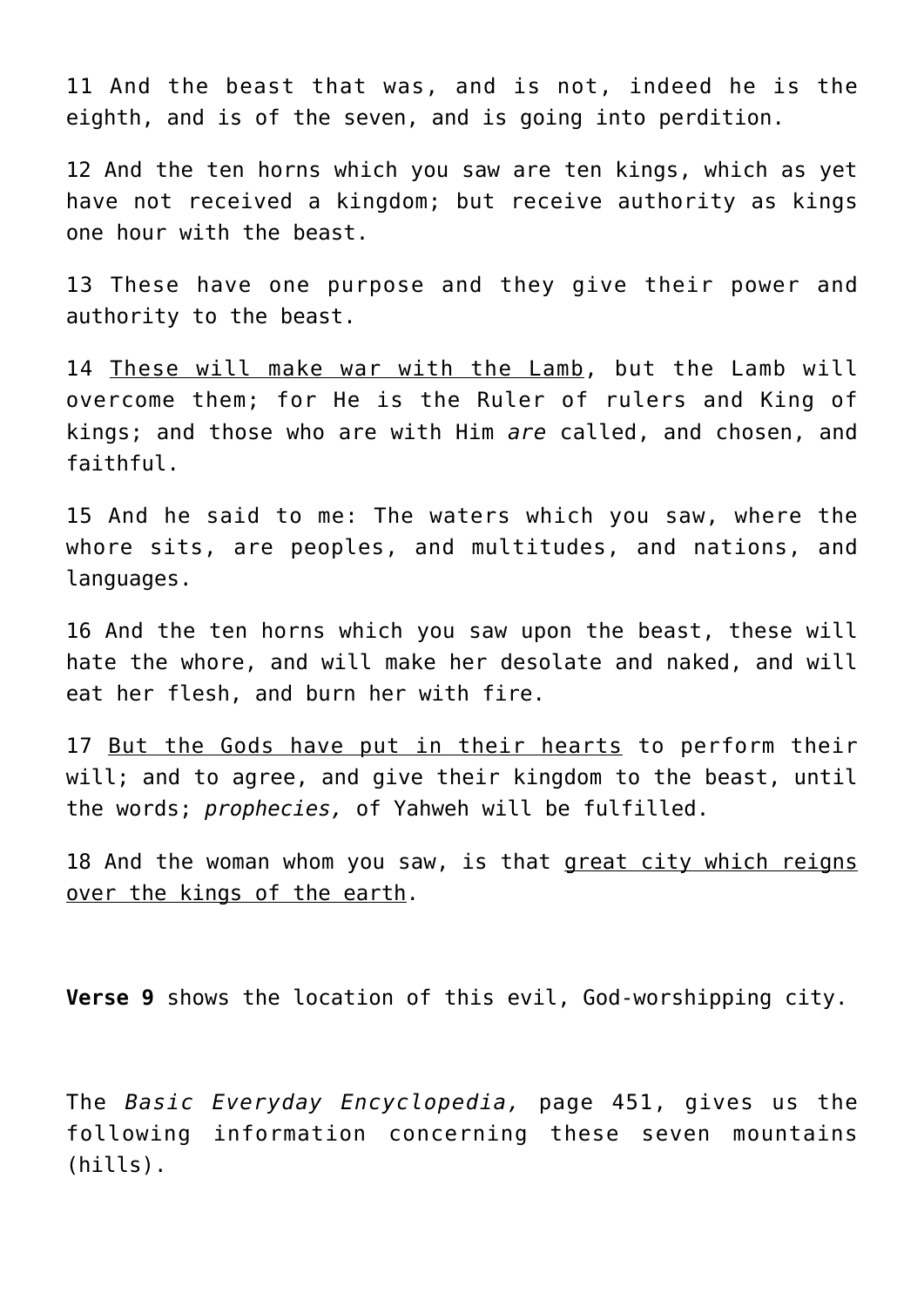11 And the beast that was, and is not, indeed he is the eighth, and is of the seven, and is going into perdition.

12 And the ten horns which you saw are ten kings, which as yet have not received a kingdom; but receive authority as kings one hour with the beast.

13 These have one purpose and they give their power and authority to the beast.

14 <u>These will make war with the Lamb</u>, but the Lamb will overcome them; for He is the Ruler of rulers and King of kings; and those who are with Him *are* called, and chosen, and faithful.

15 And he said to me: The waters which you saw, where the whore sits, are peoples, and multitudes, and nations, and languages.

16 And the ten horns which you saw upon the beast, these will hate the whore, and will make her desolate and naked, and will eat her flesh, and burn her with fire.

17 <u>But the Gods have put in their hearts</u> to perform their will; and to agree, and give their kingdom to the beast, until the words; *prophecies,* of Yahweh will be fulfilled.

18 And the woman whom you saw, is that <u>great city which reigns over the kings of the earth</u>.

**Verse 9** shows the location of this evil, God-worshipping city.

The *Basic Everyday Encyclopedia,* page 451, gives us the following information concerning these seven mountains (hills).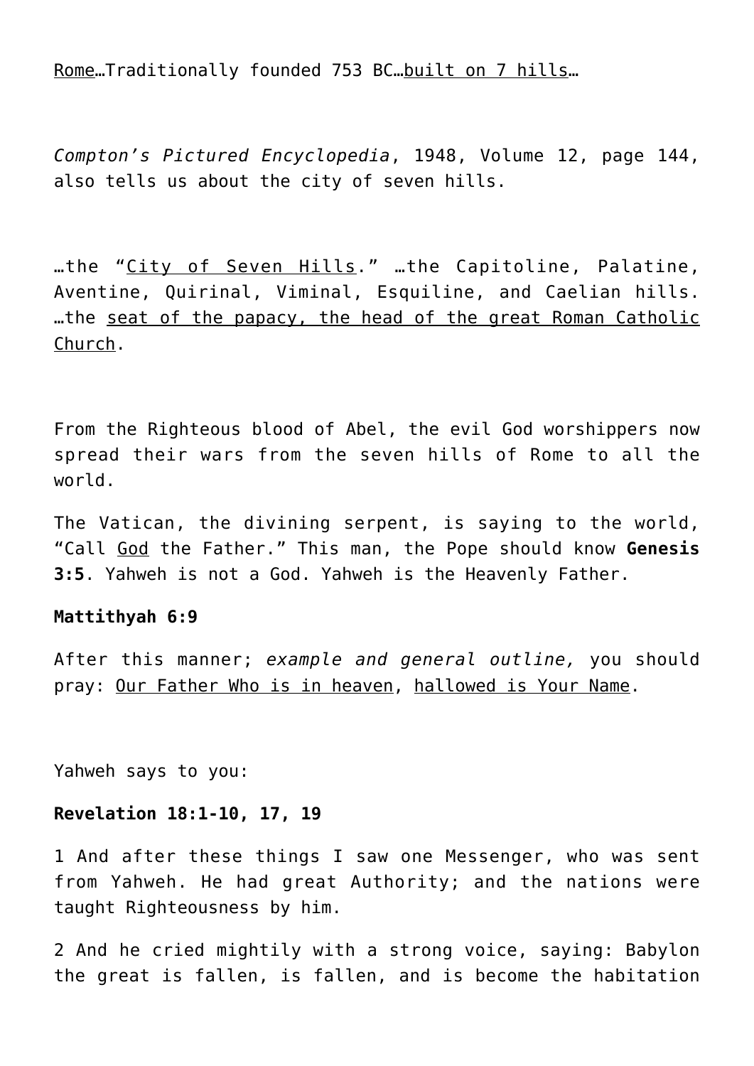<u>Rome</u>…Traditionally founded 753 BC…<u>built on 7 hills</u>…

*Compton's Pictured Encyclopedia*, 1948, Volume 12, page 144, also tells us about the city of seven hills.

…the "<u>City of Seven Hills</u>." …the Capitoline, Palatine, Aventine, Quirinal, Viminal, Esquiline, and Caelian hills. …the <u>seat of the papacy, the head of the great Roman Catholic Church</u>.

From the Righteous blood of Abel, the evil God worshippers now spread their wars from the seven hills of Rome to all the world.

The Vatican, the divining serpent, is saying to the world, "Call <u>God</u> the Father." This man, the Pope should know **Genesis 3:5**. Yahweh is not a God. Yahweh is the Heavenly Father.

**Mattithyah 6:9**

After this manner; *example and general outline,* you should pray: <u>Our Father Who is in heaven</u>, <u>hallowed is Your Name</u>.

Yahweh says to you:

**Revelation 18:1-10, 17, 19**

1 And after these things I saw one Messenger, who was sent from Yahweh. He had great Authority; and the nations were taught Righteousness by him.

2 And he cried mightily with a strong voice, saying: Babylon the great is fallen, is fallen, and is become the habitation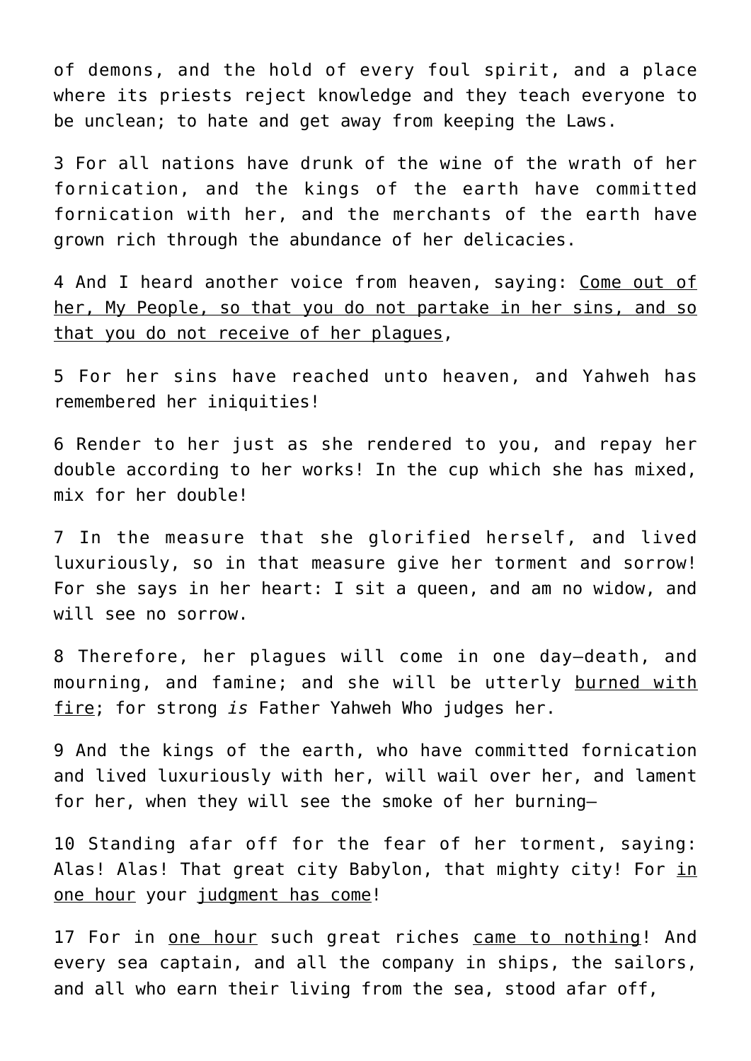of demons, and the hold of every foul spirit, and a place where its priests reject knowledge and they teach everyone to be unclean; to hate and get away from keeping the Laws.

3 For all nations have drunk of the wine of the wrath of her fornication, and the kings of the earth have committed fornication with her, and the merchants of the earth have grown rich through the abundance of her delicacies.

4 And I heard another voice from heaven, saying: <u>Come out of her, My People, so that you do not partake in her sins, and so that you do not receive of her plagues</u>,

5 For her sins have reached unto heaven, and Yahweh has remembered her iniquities!

6 Render to her just as she rendered to you, and repay her double according to her works! In the cup which she has mixed, mix for her double!

7 In the measure that she glorified herself, and lived luxuriously, so in that measure give her torment and sorrow! For she says in her heart: I sit a queen, and am no widow, and will see no sorrow.

8 Therefore, her plagues will come in one day—death, and mourning, and famine; and she will be utterly <u>burned with fire</u>; for strong *is* Father Yahweh Who judges her.

9 And the kings of the earth, who have committed fornication and lived luxuriously with her, will wail over her, and lament for her, when they will see the smoke of her burning—

10 Standing afar off for the fear of her torment, saying: Alas! Alas! That great city Babylon, that mighty city! For <u>in one hour</u> your <u>judgment has come</u>!

17 For in <u>one hour</u> such great riches <u>came to nothing</u>! And every sea captain, and all the company in ships, the sailors, and all who earn their living from the sea, stood afar off,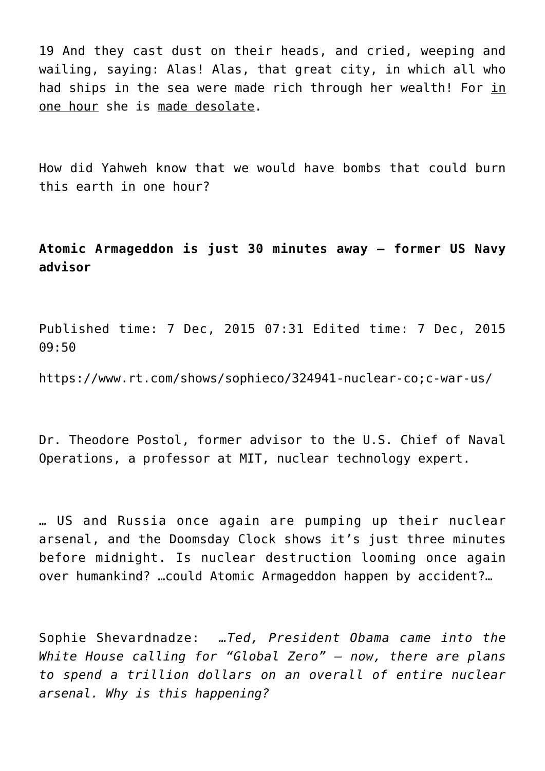19 And they cast dust on their heads, and cried, weeping and wailing, saying: Alas! Alas, that great city, in which all who had ships in the sea were made rich through her wealth! For <u>in one hour</u> she is <u>made desolate</u>.

How did Yahweh know that we would have bombs that could burn this earth in one hour?

**Atomic Armageddon is just 30 minutes away – former US Navy advisor**

Published time: 7 Dec, 2015 07:31 Edited time: 7 Dec, 2015 09:50

https://www.rt.com/shows/sophieco/324941-nuclear-co;c-war-us/

Dr. Theodore Postol, former advisor to the U.S. Chief of Naval Operations, a professor at MIT, nuclear technology expert.

… US and Russia once again are pumping up their nuclear arsenal, and the Doomsday Clock shows it's just three minutes before midnight. Is nuclear destruction looming once again over humankind? …could Atomic Armageddon happen by accident?…

Sophie Shevardnadze: *…Ted, President Obama came into the White House calling for "Global Zero" – now, there are plans to spend a trillion dollars on an overall of entire nuclear arsenal. Why is this happening?*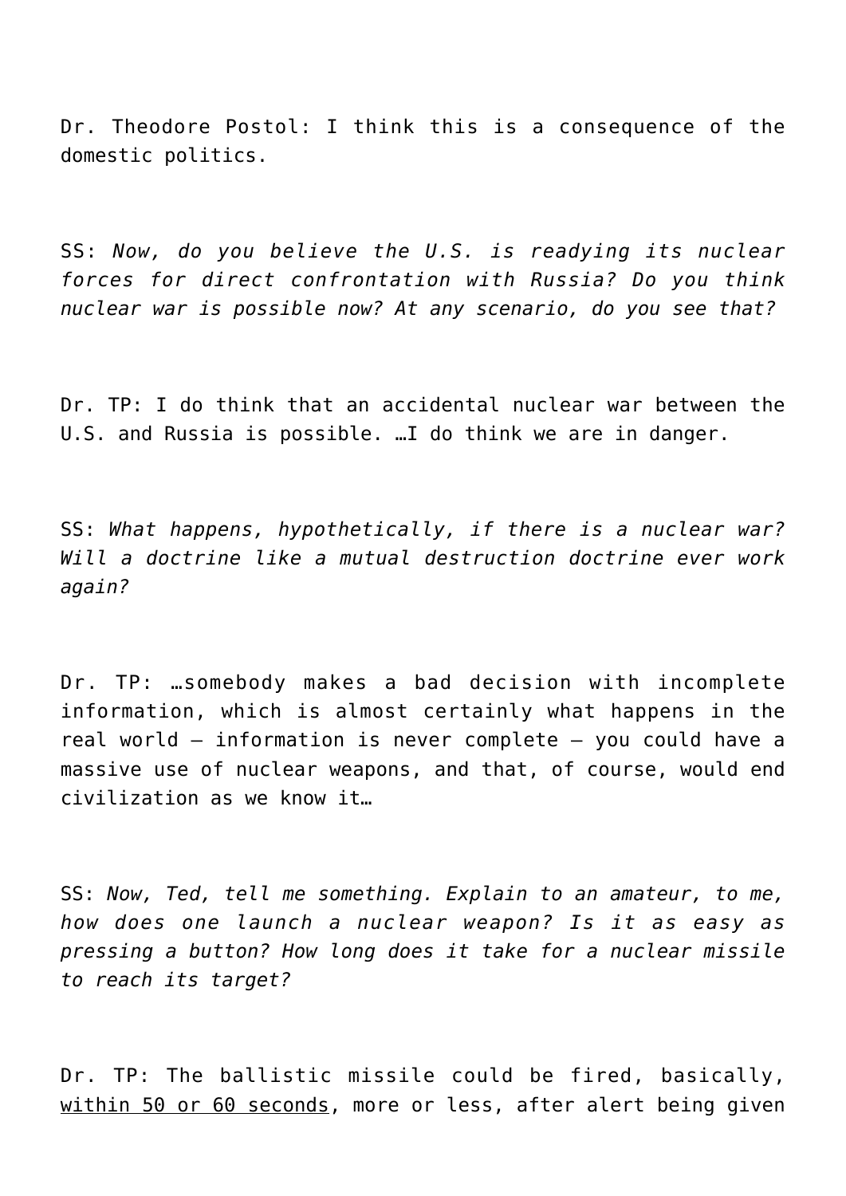Dr. Theodore Postol: I think this is a consequence of the domestic politics.

SS: *Now, do you believe the U.S. is readying its nuclear forces for direct confrontation with Russia? Do you think nuclear war is possible now? At any scenario, do you see that?*

Dr. TP: I do think that an accidental nuclear war between the U.S. and Russia is possible. …I do think we are in danger.

SS: *What happens, hypothetically, if there is a nuclear war? Will a doctrine like a mutual destruction doctrine ever work again?*

Dr. TP: …somebody makes a bad decision with incomplete information, which is almost certainly what happens in the real world – information is never complete – you could have a massive use of nuclear weapons, and that, of course, would end civilization as we know it…

SS: *Now, Ted, tell me something. Explain to an amateur, to me, how does one launch a nuclear weapon? Is it as easy as pressing a button? How long does it take for a nuclear missile to reach its target?*

Dr. TP: The ballistic missile could be fired, basically, within 50 or 60 seconds, more or less, after alert being given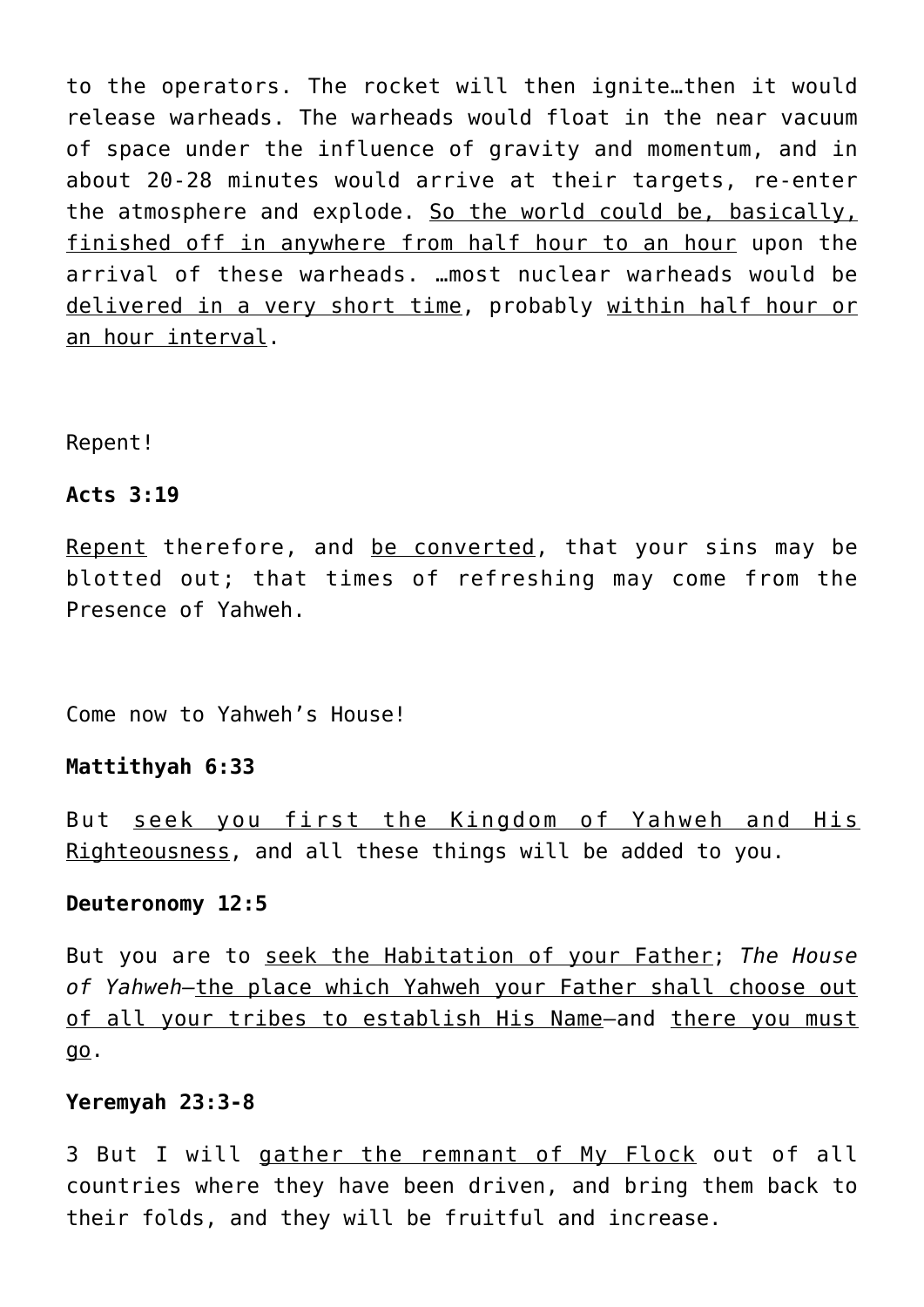to the operators. The rocket will then ignite…then it would release warheads. The warheads would float in the near vacuum of space under the influence of gravity and momentum, and in about 20-28 minutes would arrive at their targets, re-enter the atmosphere and explode. So the world could be, basically, finished off in anywhere from half hour to an hour upon the arrival of these warheads. …most nuclear warheads would be delivered in a very short time, probably within half hour or an hour interval.

Repent!

**Acts 3:19**

Repent therefore, and be converted, that your sins may be blotted out; that times of refreshing may come from the Presence of Yahweh.

Come now to Yahweh's House!

**Mattithyah 6:33**

But seek you first the Kingdom of Yahweh and His Righteousness, and all these things will be added to you.

**Deuteronomy 12:5**

But you are to seek the Habitation of your Father; *The House of Yahweh*—the place which Yahweh your Father shall choose out of all your tribes to establish His Name—and there you must go.

**Yeremyah 23:3-8**

3 But I will gather the remnant of My Flock out of all countries where they have been driven, and bring them back to their folds, and they will be fruitful and increase.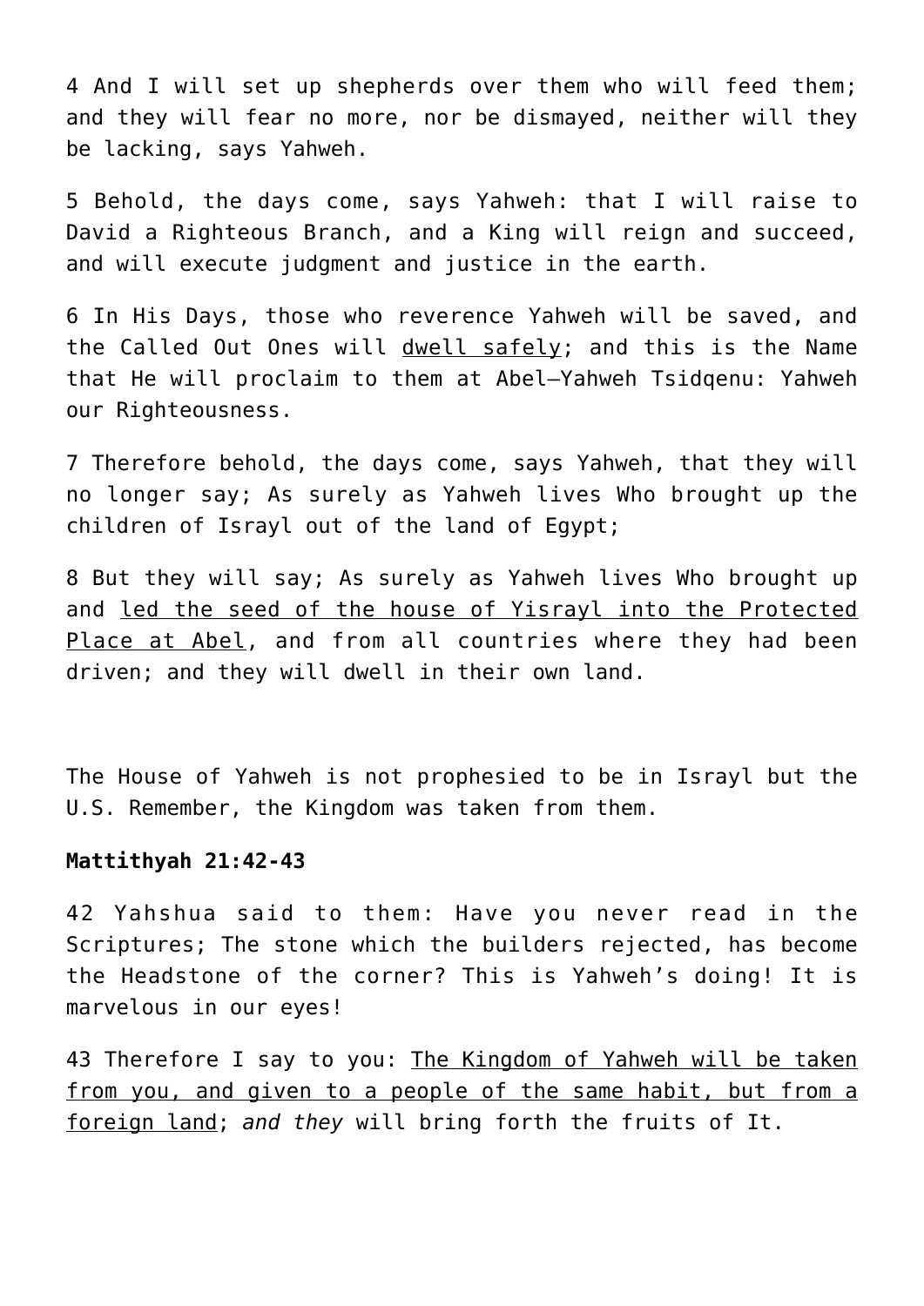4 And I will set up shepherds over them who will feed them; and they will fear no more, nor be dismayed, neither will they be lacking, says Yahweh.

5 Behold, the days come, says Yahweh: that I will raise to David a Righteous Branch, and a King will reign and succeed, and will execute judgment and justice in the earth.

6 In His Days, those who reverence Yahweh will be saved, and the Called Out Ones will <u>dwell safely</u>; and this is the Name that He will proclaim to them at Abel—Yahweh Tsidqenu: Yahweh our Righteousness.

7 Therefore behold, the days come, says Yahweh, that they will no longer say; As surely as Yahweh lives Who brought up the children of Israyl out of the land of Egypt;

8 But they will say; As surely as Yahweh lives Who brought up and <u>led the seed of the house of Yisrayl into the Protected Place at Abel</u>, and from all countries where they had been driven; and they will dwell in their own land.

The House of Yahweh is not prophesied to be in Israyl but the U.S. Remember, the Kingdom was taken from them.

**Mattithyah 21:42-43**

42 Yahshua said to them: Have you never read in the Scriptures; The stone which the builders rejected, has become the Headstone of the corner? This is Yahweh's doing! It is marvelous in our eyes!

43 Therefore I say to you: <u>The Kingdom of Yahweh will be taken from you, and given to a people of the same habit, but from a foreign land</u>; *and they* will bring forth the fruits of It.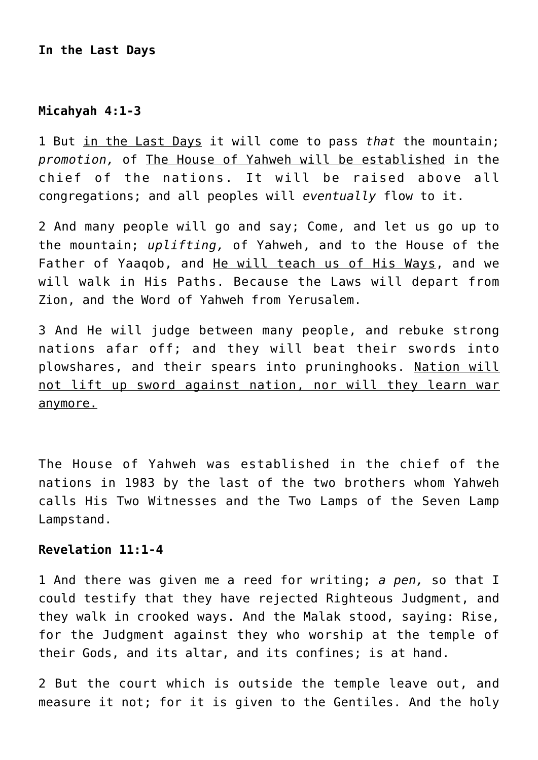**In the Last Days**

**Micahyah 4:1-3**

1 But <u>in the Last Days</u> it will come to pass *that* the mountain; *promotion,* of <u>The House of Yahweh will be established</u> in the chief of the nations. It will be raised above all congregations; and all peoples will *eventually* flow to it.

2 And many people will go and say; Come, and let us go up to the mountain; *uplifting,* of Yahweh, and to the House of the Father of Yaaqob, and <u>He will teach us of His Ways</u>, and we will walk in His Paths. Because the Laws will depart from Zion, and the Word of Yahweh from Yerusalem.

3 And He will judge between many people, and rebuke strong nations afar off; and they will beat their swords into plowshares, and their spears into pruninghooks. <u>Nation will not lift up sword against nation, nor will they learn war anymore.</u>

The House of Yahweh was established in the chief of the nations in 1983 by the last of the two brothers whom Yahweh calls His Two Witnesses and the Two Lamps of the Seven Lamp Lampstand.

**Revelation 11:1-4**

1 And there was given me a reed for writing; *a pen,* so that I could testify that they have rejected Righteous Judgment, and they walk in crooked ways. And the Malak stood, saying: Rise, for the Judgment against they who worship at the temple of their Gods, and its altar, and its confines; is at hand.

2 But the court which is outside the temple leave out, and measure it not; for it is given to the Gentiles. And the holy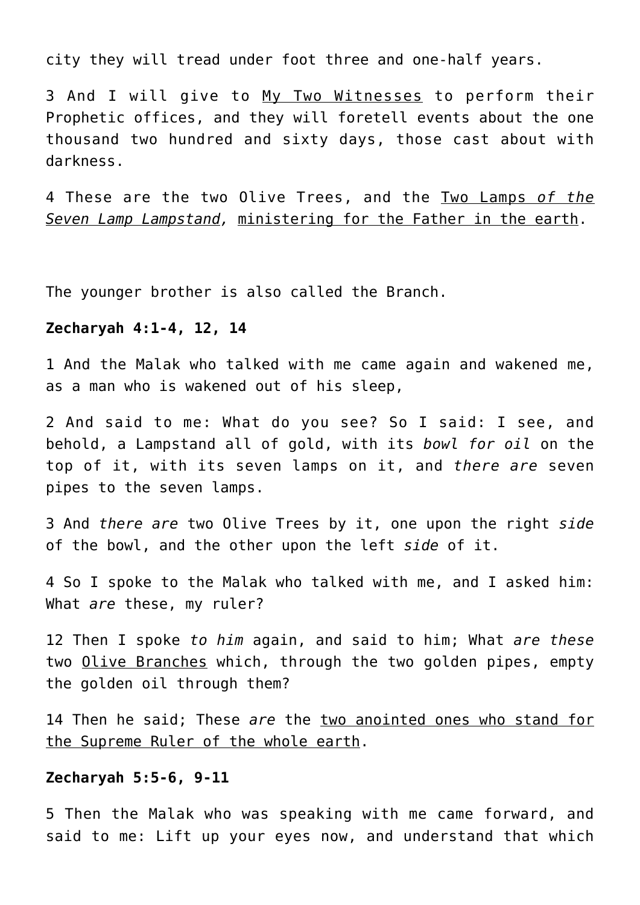city they will tread under foot three and one-half years.

3 And I will give to <u>My Two Witnesses</u> to perform their Prophetic offices, and they will foretell events about the one thousand two hundred and sixty days, those cast about with darkness.

4 These are the two Olive Trees, and the <u>Two Lamps *of the Seven Lamp Lampstand*,</u> <u>ministering for the Father in the earth</u>.

The younger brother is also called the Branch.

**Zecharyah 4:1-4, 12, 14**

1 And the Malak who talked with me came again and wakened me, as a man who is wakened out of his sleep,

2 And said to me: What do you see? So I said: I see, and behold, a Lampstand all of gold, with its *bowl for oil* on the top of it, with its seven lamps on it, and *there are* seven pipes to the seven lamps.

3 And *there are* two Olive Trees by it, one upon the right *side* of the bowl, and the other upon the left *side* of it.

4 So I spoke to the Malak who talked with me, and I asked him: What *are* these, my ruler?

12 Then I spoke *to him* again, and said to him; What *are these* two <u>Olive Branches</u> which, through the two golden pipes, empty the golden oil through them?

14 Then he said; These *are* the <u>two anointed ones who stand for the Supreme Ruler of the whole earth</u>.

**Zecharyah 5:5-6, 9-11**

5 Then the Malak who was speaking with me came forward, and said to me: Lift up your eyes now, and understand that which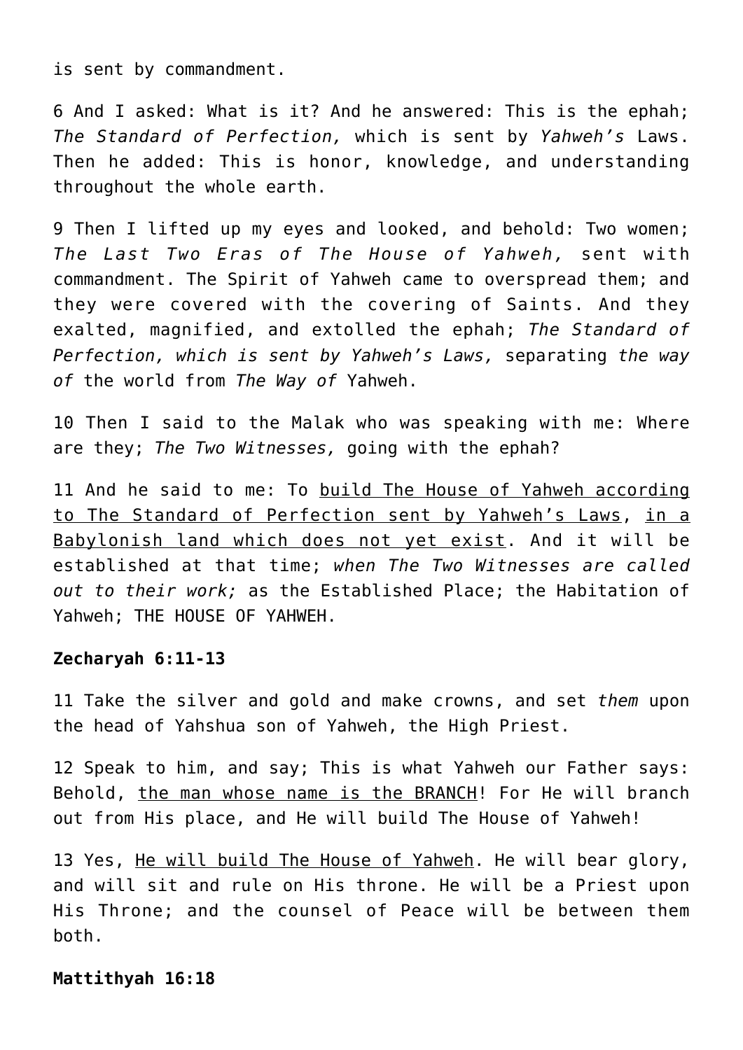is sent by commandment.

6 And I asked: What is it? And he answered: This is the ephah; *The Standard of Perfection,* which is sent by *Yahweh's* Laws. Then he added: This is honor, knowledge, and understanding throughout the whole earth.

9 Then I lifted up my eyes and looked, and behold: Two women; *The Last Two Eras of The House of Yahweh,* sent with commandment. The Spirit of Yahweh came to overspread them; and they were covered with the covering of Saints. And they exalted, magnified, and extolled the ephah; *The Standard of Perfection, which is sent by Yahweh's Laws,* separating *the way of* the world from *The Way of* Yahweh.

10 Then I said to the Malak who was speaking with me: Where are they; *The Two Witnesses,* going with the ephah?

11 And he said to me: To <u>build The House of Yahweh according to The Standard of Perfection sent by Yahweh's Laws</u>, <u>in a Babylonish land which does not yet exist</u>. And it will be established at that time; *when The Two Witnesses are called out to their work;* as the Established Place; the Habitation of Yahweh; THE HOUSE OF YAHWEH.

**Zecharyah 6:11-13**

11 Take the silver and gold and make crowns, and set *them* upon the head of Yahshua son of Yahweh, the High Priest.

12 Speak to him, and say; This is what Yahweh our Father says: Behold, <u>the man whose name is the BRANCH</u>! For He will branch out from His place, and He will build The House of Yahweh!

13 Yes, <u>He will build The House of Yahweh</u>. He will bear glory, and will sit and rule on His throne. He will be a Priest upon His Throne; and the counsel of Peace will be between them both.

**Mattithyah 16:18**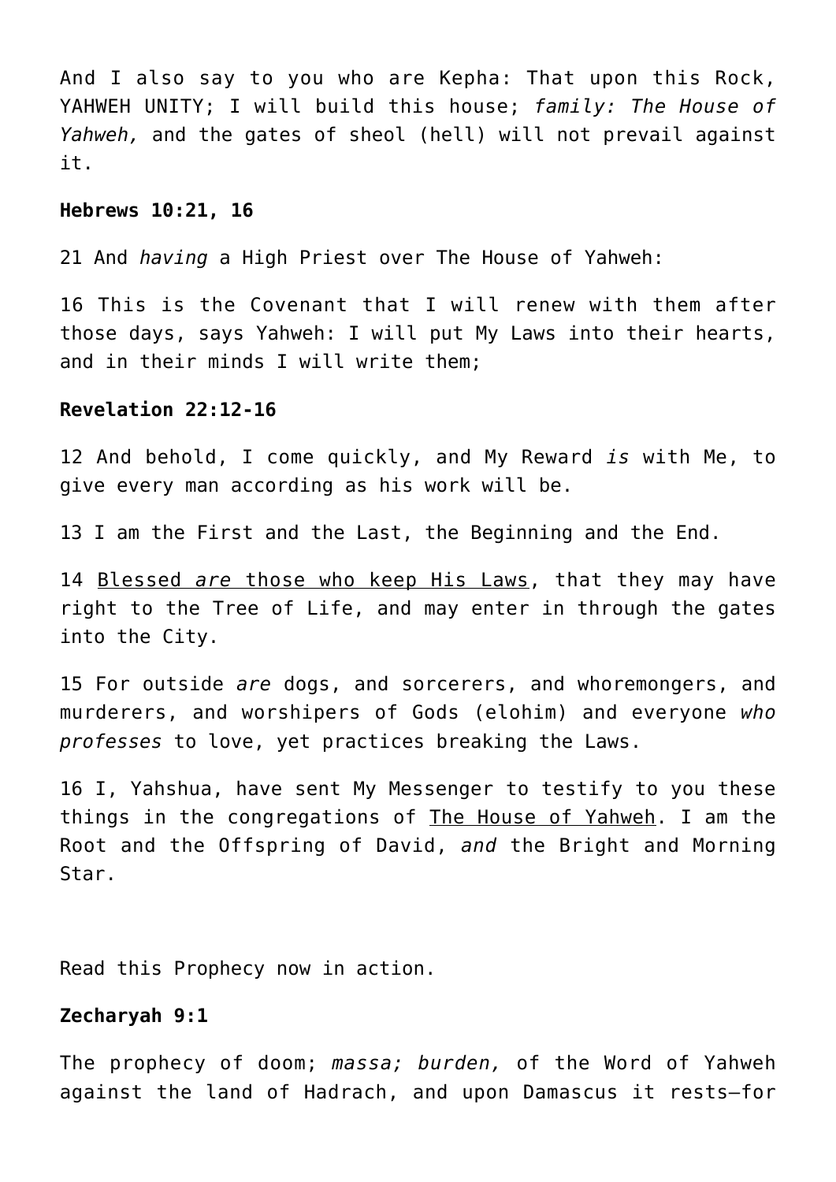And I also say to you who are Kepha: That upon this Rock, YAHWEH UNITY; I will build this house; *family: The House of Yahweh,* and the gates of sheol (hell) will not prevail against it.

**Hebrews 10:21, 16**

21 And *having* a High Priest over The House of Yahweh:

16 This is the Covenant that I will renew with them after those days, says Yahweh: I will put My Laws into their hearts, and in their minds I will write them;

**Revelation 22:12-16**

12 And behold, I come quickly, and My Reward *is* with Me, to give every man according as his work will be.

13 I am the First and the Last, the Beginning and the End.

14 <u>Blessed *are* those who keep His Laws</u>, that they may have right to the Tree of Life, and may enter in through the gates into the City.

15 For outside *are* dogs, and sorcerers, and whoremongers, and murderers, and worshipers of Gods (elohim) and everyone *who professes* to love, yet practices breaking the Laws.

16 I, Yahshua, have sent My Messenger to testify to you these things in the congregations of <u>The House of Yahweh</u>. I am the Root and the Offspring of David, *and* the Bright and Morning Star.

Read this Prophecy now in action.

**Zecharyah 9:1**

The prophecy of doom; *massa; burden,* of the Word of Yahweh against the land of Hadrach, and upon Damascus it rests—for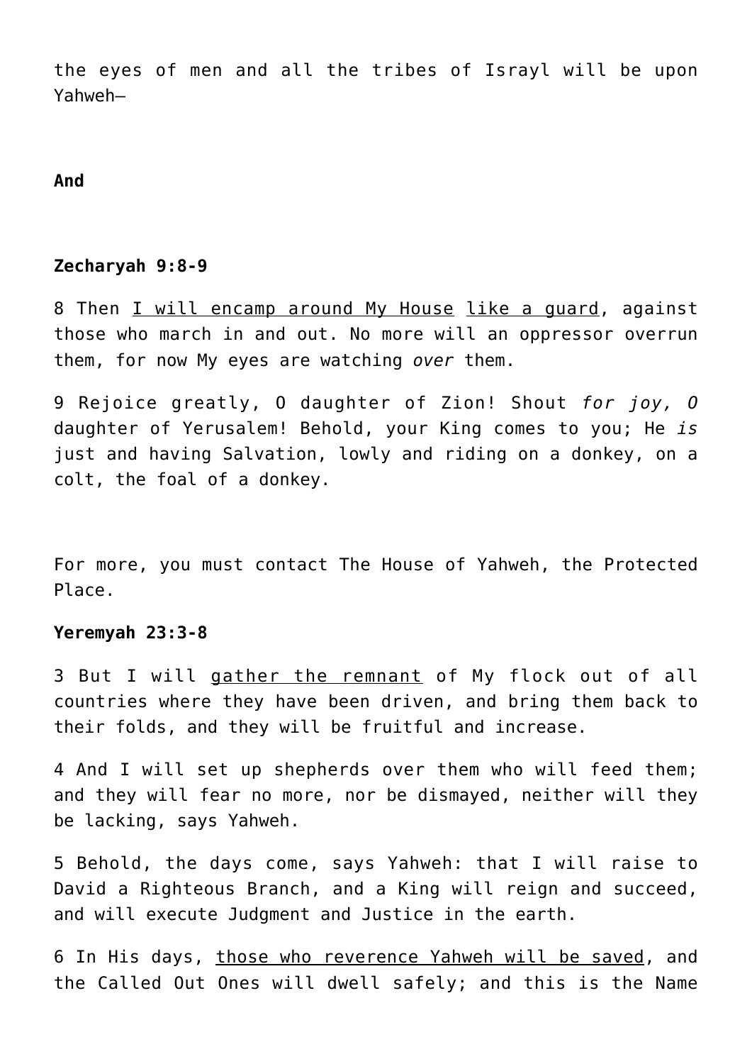the eyes of men and all the tribes of Israyl will be upon Yahweh—

**And**

**Zecharyah 9:8-9**

8 Then <u>I will encamp around My House</u> <u>like a guard</u>, against those who march in and out. No more will an oppressor overrun them, for now My eyes are watching *over* them.

9 Rejoice greatly, O daughter of Zion! Shout *for joy, O* daughter of Yerusalem! Behold, your King comes to you; He *is* just and having Salvation, lowly and riding on a donkey, on a colt, the foal of a donkey.

For more, you must contact The House of Yahweh, the Protected Place.

**Yeremyah 23:3-8**

3 But I will <u>gather the remnant</u> of My flock out of all countries where they have been driven, and bring them back to their folds, and they will be fruitful and increase.

4 And I will set up shepherds over them who will feed them; and they will fear no more, nor be dismayed, neither will they be lacking, says Yahweh.

5 Behold, the days come, says Yahweh: that I will raise to David a Righteous Branch, and a King will reign and succeed, and will execute Judgment and Justice in the earth.

6 In His days, <u>those who reverence Yahweh will be saved</u>, and the Called Out Ones will dwell safely; and this is the Name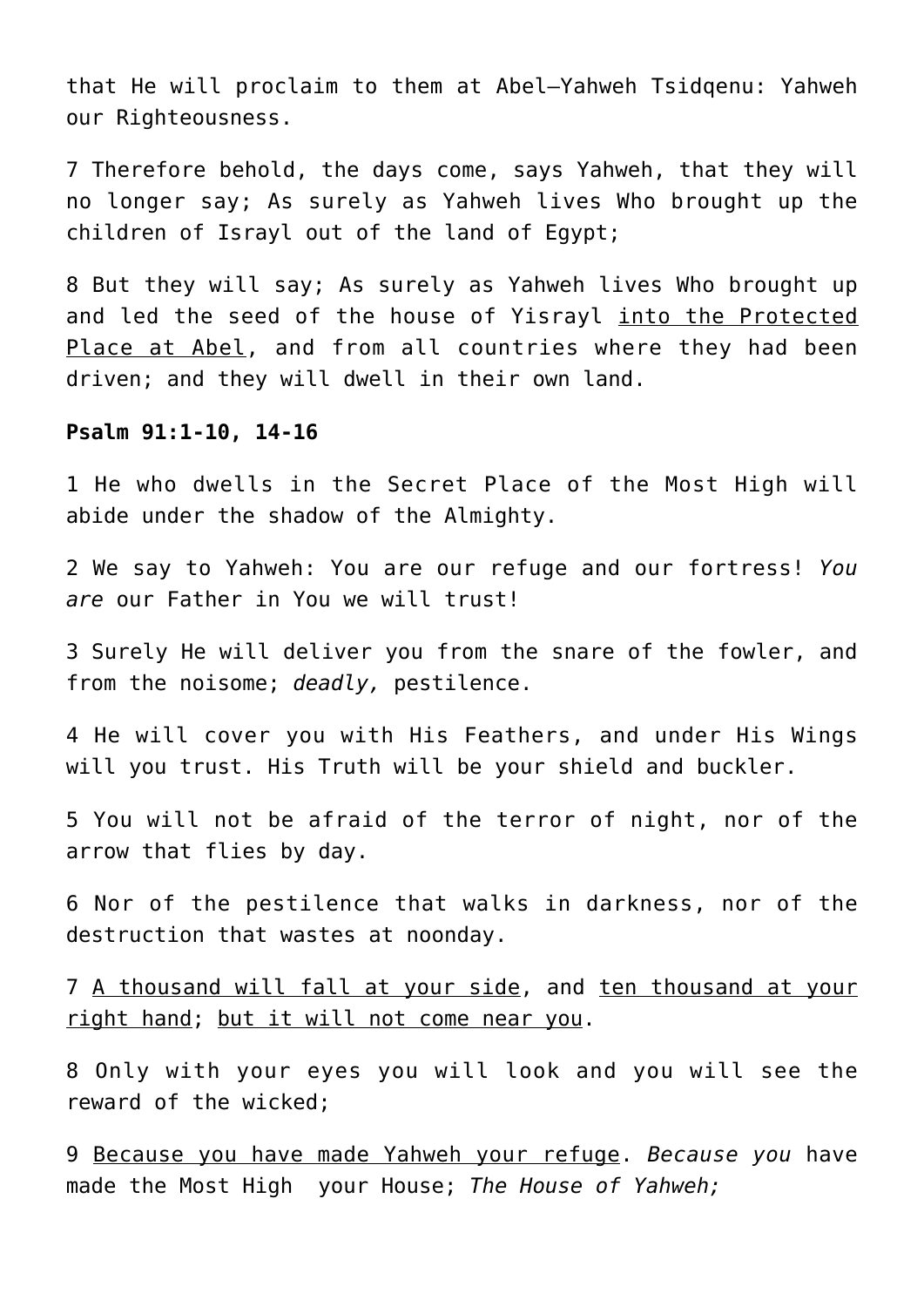that He will proclaim to them at Abel—Yahweh Tsidqenu: Yahweh our Righteousness.

7 Therefore behold, the days come, says Yahweh, that they will no longer say; As surely as Yahweh lives Who brought up the children of Israyl out of the land of Egypt;

8 But they will say; As surely as Yahweh lives Who brought up and led the seed of the house of Yisrayl <u>into the Protected Place at Abel</u>, and from all countries where they had been driven; and they will dwell in their own land.

**Psalm 91:1-10, 14-16**

1 He who dwells in the Secret Place of the Most High will abide under the shadow of the Almighty.

2 We say to Yahweh: You are our refuge and our fortress! *You are* our Father in You we will trust!

3 Surely He will deliver you from the snare of the fowler, and from the noisome; *deadly,* pestilence.

4 He will cover you with His Feathers, and under His Wings will you trust. His Truth will be your shield and buckler.

5 You will not be afraid of the terror of night, nor of the arrow that flies by day.

6 Nor of the pestilence that walks in darkness, nor of the destruction that wastes at noonday.

7 <u>A thousand will fall at your side</u>, and <u>ten thousand at your right hand</u>; <u>but it will not come near you</u>.

8 Only with your eyes you will look and you will see the reward of the wicked;

9 <u>Because you have made Yahweh your refuge</u>. *Because you* have made the Most High your House; *The House of Yahweh;*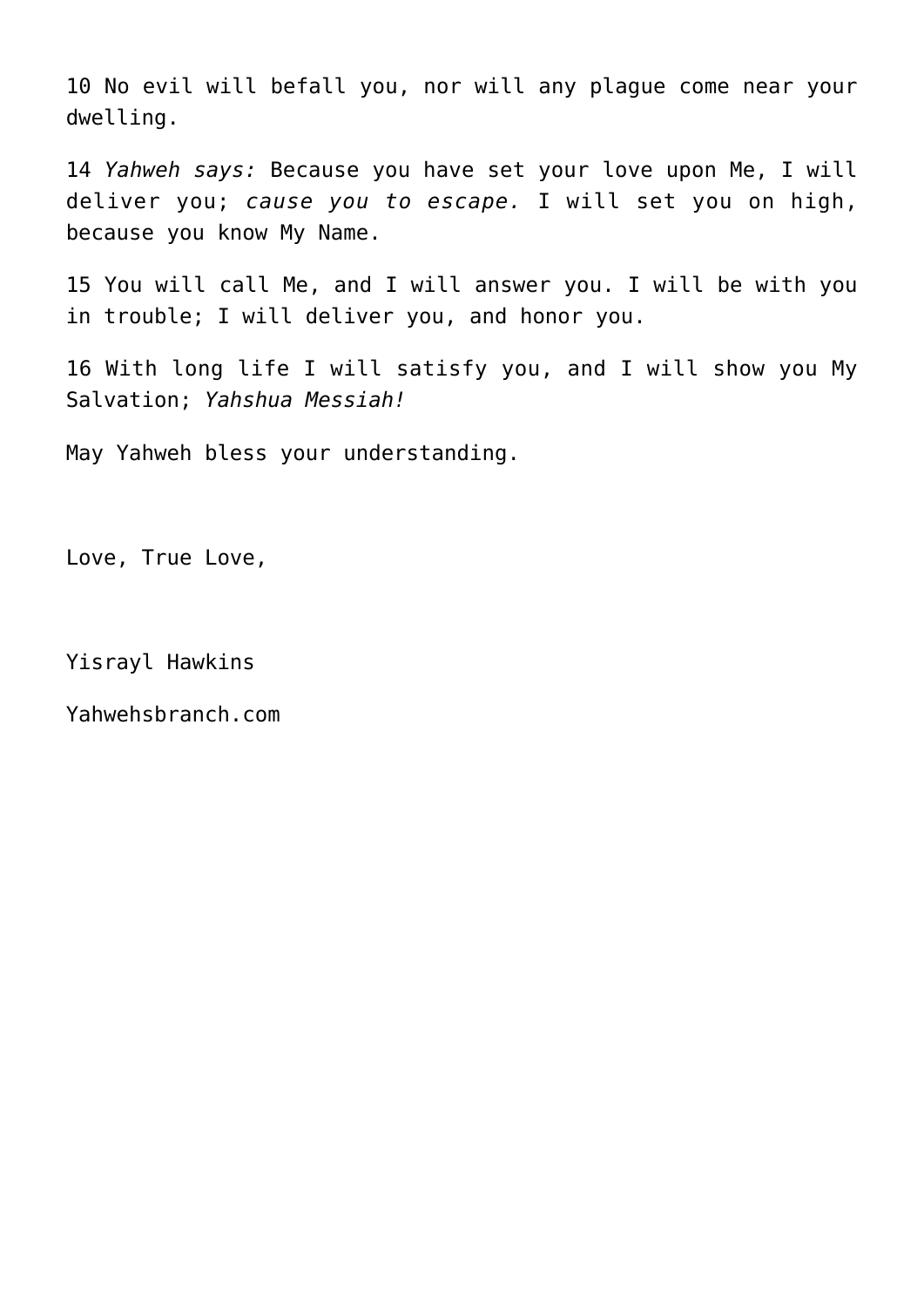10 No evil will befall you, nor will any plague come near your dwelling.

14 *Yahweh says:* Because you have set your love upon Me, I will deliver you; *cause you to escape.* I will set you on high, because you know My Name.

15 You will call Me, and I will answer you. I will be with you in trouble; I will deliver you, and honor you.

16 With long life I will satisfy you, and I will show you My Salvation; *Yahshua Messiah!*

May Yahweh bless your understanding.

Love, True Love,

Yisrayl Hawkins

Yahwehsbranch.com